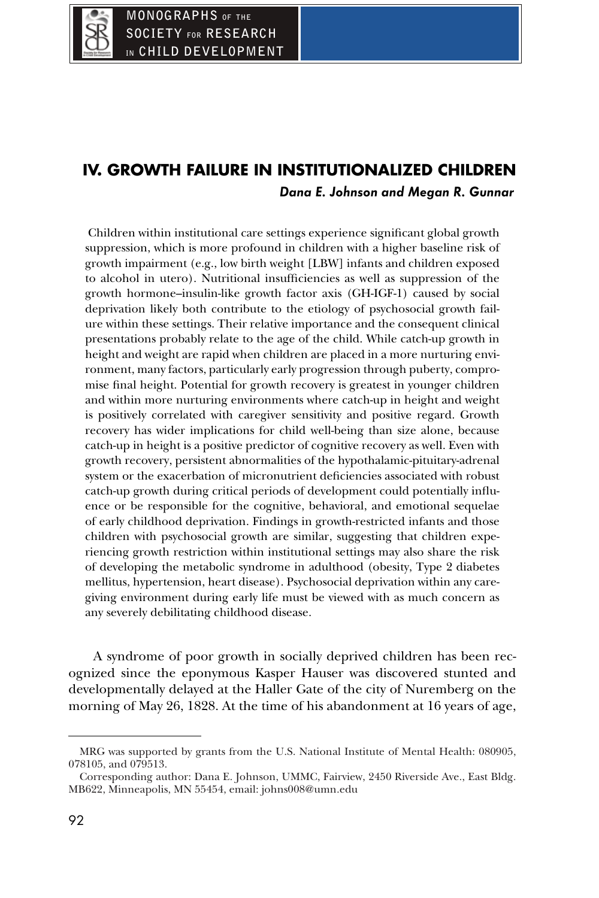# IV. GROWTH FAILURE IN INSTITUTIONALIZED CHILDREN

***Dana E. Johnson and Megan R. Gunnar***

Children within institutional care settings experience significant global growth suppression, which is more profound in children with a higher baseline risk of growth impairment (e.g., low birth weight [LBW] infants and children exposed to alcohol in utero). Nutritional insufficiencies as well as suppression of the growth hormone–insulin-like growth factor axis (GH-IGF-1) caused by social deprivation likely both contribute to the etiology of psychosocial growth failure within these settings. Their relative importance and the consequent clinical presentations probably relate to the age of the child. While catch-up growth in height and weight are rapid when children are placed in a more nurturing environment, many factors, particularly early progression through puberty, compromise final height. Potential for growth recovery is greatest in younger children and within more nurturing environments where catch-up in height and weight is positively correlated with caregiver sensitivity and positive regard. Growth recovery has wider implications for child well-being than size alone, because catch-up in height is a positive predictor of cognitive recovery as well. Even with growth recovery, persistent abnormalities of the hypothalamic-pituitary-adrenal system or the exacerbation of micronutrient deficiencies associated with robust catch-up growth during critical periods of development could potentially influence or be responsible for the cognitive, behavioral, and emotional sequelae of early childhood deprivation. Findings in growth-restricted infants and those children with psychosocial growth are similar, suggesting that children experiencing growth restriction within institutional settings may also share the risk of developing the metabolic syndrome in adulthood (obesity, Type 2 diabetes mellitus, hypertension, heart disease). Psychosocial deprivation within any caregiving environment during early life must be viewed with as much concern as any severely debilitating childhood disease.

A syndrome of poor growth in socially deprived children has been recognized since the eponymous Kasper Hauser was discovered stunted and developmentally delayed at the Haller Gate of the city of Nuremberg on the morning of May 26, 1828. At the time of his abandonment at 16 years of age,

---

MRG was supported by grants from the U.S. National Institute of Mental Health: 080905, 078105, and 079513.

Corresponding author: Dana E. Johnson, UMMC, Fairview, 2450 Riverside Ave., East Bldg. MB622, Minneapolis, MN 55454, email: johns008@umn.edu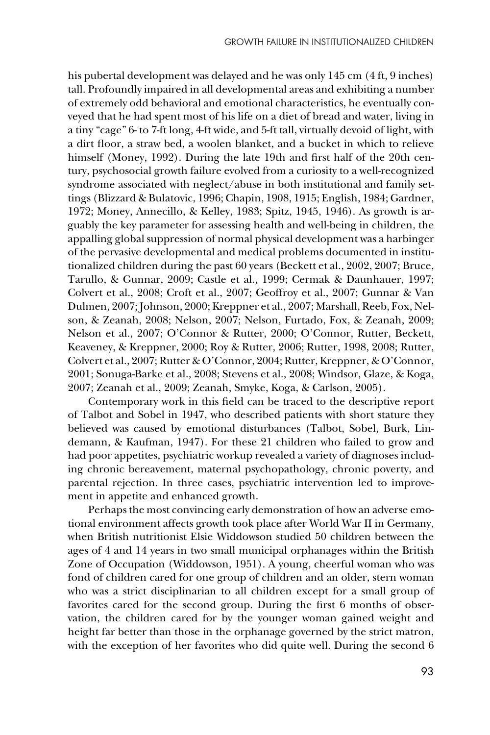his pubertal development was delayed and he was only 145 cm (4 ft, 9 inches) tall. Profoundly impaired in all developmental areas and exhibiting a number of extremely odd behavioral and emotional characteristics, he eventually conveyed that he had spent most of his life on a diet of bread and water, living in a tiny "cage" 6- to 7-ft long, 4-ft wide, and 5-ft tall, virtually devoid of light, with a dirt floor, a straw bed, a woolen blanket, and a bucket in which to relieve himself (Money, 1992). During the late 19th and first half of the 20th century, psychosocial growth failure evolved from a curiosity to a well-recognized syndrome associated with neglect/abuse in both institutional and family settings (Blizzard & Bulatovic, 1996; Chapin, 1908, 1915; English, 1984; Gardner, 1972; Money, Annecillo, & Kelley, 1983; Spitz, 1945, 1946). As growth is arguably the key parameter for assessing health and well-being in children, the appalling global suppression of normal physical development was a harbinger of the pervasive developmental and medical problems documented in institutionalized children during the past 60 years (Beckett et al., 2002, 2007; Bruce, Tarullo, & Gunnar, 2009; Castle et al., 1999; Cermak & Daunhauer, 1997; Colvert et al., 2008; Croft et al., 2007; Geoffroy et al., 2007; Gunnar & Van Dulmen, 2007; Johnson, 2000; Kreppner et al., 2007; Marshall, Reeb, Fox, Nelson, & Zeanah, 2008; Nelson, 2007; Nelson, Furtado, Fox, & Zeanah, 2009; Nelson et al., 2007; O'Connor & Rutter, 2000; O'Connor, Rutter, Beckett, Keaveney, & Kreppner, 2000; Roy & Rutter, 2006; Rutter, 1998, 2008; Rutter, Colvert et al., 2007; Rutter & O'Connor, 2004; Rutter, Kreppner, & O'Connor, 2001; Sonuga-Barke et al., 2008; Stevens et al., 2008; Windsor, Glaze, & Koga, 2007; Zeanah et al., 2009; Zeanah, Smyke, Koga, & Carlson, 2005).

Contemporary work in this field can be traced to the descriptive report of Talbot and Sobel in 1947, who described patients with short stature they believed was caused by emotional disturbances (Talbot, Sobel, Burk, Lindemann, & Kaufman, 1947). For these 21 children who failed to grow and had poor appetites, psychiatric workup revealed a variety of diagnoses including chronic bereavement, maternal psychopathology, chronic poverty, and parental rejection. In three cases, psychiatric intervention led to improvement in appetite and enhanced growth.

Perhaps the most convincing early demonstration of how an adverse emotional environment affects growth took place after World War II in Germany, when British nutritionist Elsie Widdowson studied 50 children between the ages of 4 and 14 years in two small municipal orphanages within the British Zone of Occupation (Widdowson, 1951). A young, cheerful woman who was fond of children cared for one group of children and an older, stern woman who was a strict disciplinarian to all children except for a small group of favorites cared for the second group. During the first 6 months of observation, the children cared for by the younger woman gained weight and height far better than those in the orphanage governed by the strict matron, with the exception of her favorites who did quite well. During the second 6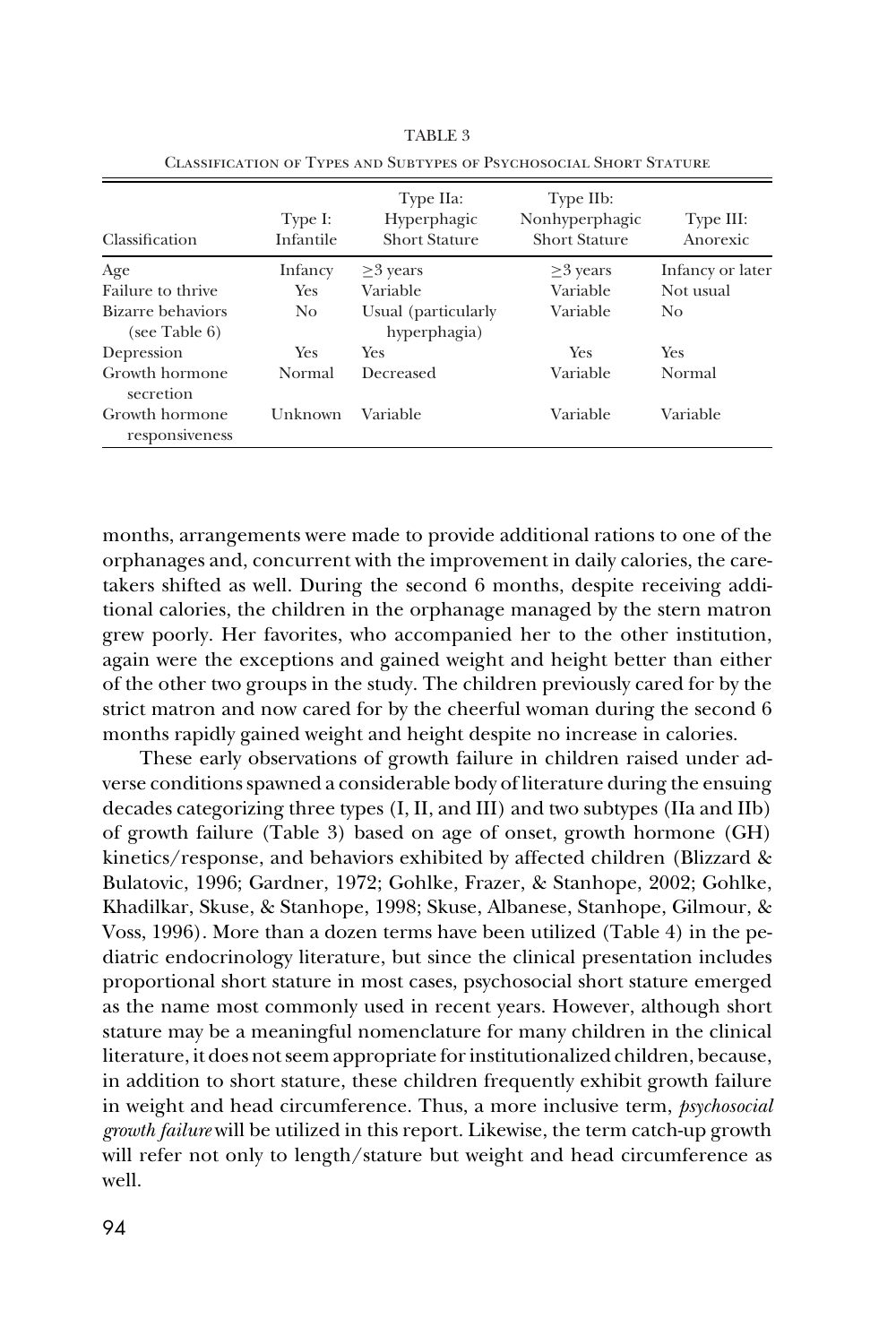TABLE 3

Classification of Types and Subtypes of Psychosocial Short Stature

| Classification | Type I: Infantile | Type IIa: Hyperphagic Short Stature | Type IIb: Nonhyperphagic Short Stature | Type III: Anorexic |
|---|---|---|---|---|
| Age | Infancy | $\geq$3 years | $\geq$3 years | Infancy or later |
| Failure to thrive | Yes | Variable | Variable | Not usual |
| Bizarre behaviors (see Table 6) | No | Usual (particularly hyperphagia) | Variable | No |
| Depression | Yes | Yes | Yes | Yes |
| Growth hormone secretion | Normal | Decreased | Variable | Normal |
| Growth hormone responsiveness | Unknown | Variable | Variable | Variable |

months, arrangements were made to provide additional rations to one of the orphanages and, concurrent with the improvement in daily calories, the caretakers shifted as well. During the second 6 months, despite receiving additional calories, the children in the orphanage managed by the stern matron grew poorly. Her favorites, who accompanied her to the other institution, again were the exceptions and gained weight and height better than either of the other two groups in the study. The children previously cared for by the strict matron and now cared for by the cheerful woman during the second 6 months rapidly gained weight and height despite no increase in calories.

These early observations of growth failure in children raised under adverse conditions spawned a considerable body of literature during the ensuing decades categorizing three types (I, II, and III) and two subtypes (IIa and IIb) of growth failure (Table 3) based on age of onset, growth hormone (GH) kinetics/response, and behaviors exhibited by affected children (Blizzard & Bulatovic, 1996; Gardner, 1972; Gohlke, Frazer, & Stanhope, 2002; Gohlke, Khadilkar, Skuse, & Stanhope, 1998; Skuse, Albanese, Stanhope, Gilmour, & Voss, 1996). More than a dozen terms have been utilized (Table 4) in the pediatric endocrinology literature, but since the clinical presentation includes proportional short stature in most cases, psychosocial short stature emerged as the name most commonly used in recent years. However, although short stature may be a meaningful nomenclature for many children in the clinical literature, it does not seem appropriate for institutionalized children, because, in addition to short stature, these children frequently exhibit growth failure in weight and head circumference. Thus, a more inclusive term, *psychosocial growth failure* will be utilized in this report. Likewise, the term catch-up growth will refer not only to length/stature but weight and head circumference as well.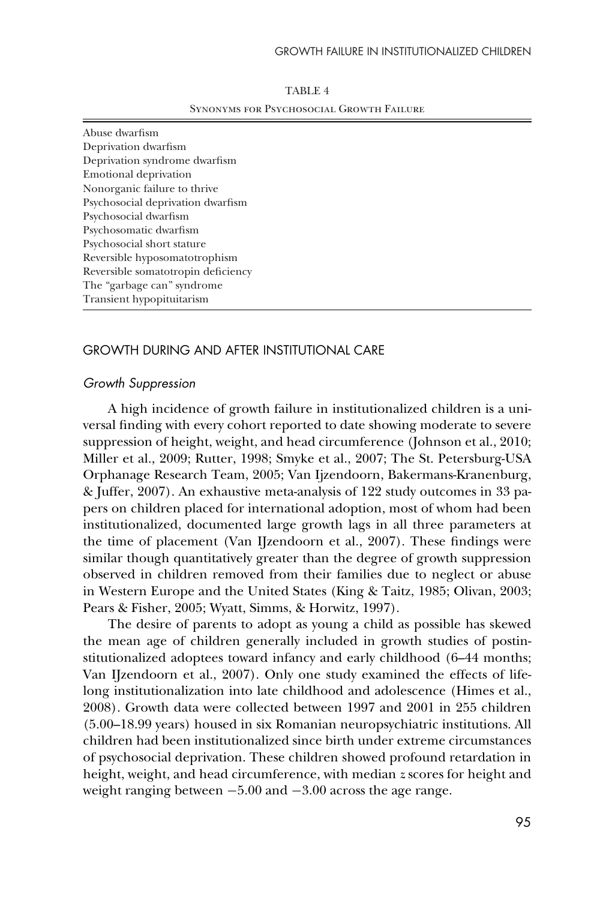TABLE 4

Synonyms for Psychosocial Growth Failure

| |
|---|
| Abuse dwarfism |
| Deprivation dwarfism |
| Deprivation syndrome dwarfism |
| Emotional deprivation |
| Nonorganic failure to thrive |
| Psychosocial deprivation dwarfism |
| Psychosocial dwarfism |
| Psychosomatic dwarfism |
| Psychosocial short stature |
| Reversible hyposomatotrophism |
| Reversible somatotropin deficiency |
| The "garbage can" syndrome |
| Transient hypopituitarism |

## GROWTH DURING AND AFTER INSTITUTIONAL CARE

### *Growth Suppression*

A high incidence of growth failure in institutionalized children is a universal finding with every cohort reported to date showing moderate to severe suppression of height, weight, and head circumference (Johnson et al., 2010; Miller et al., 2009; Rutter, 1998; Smyke et al., 2007; The St. Petersburg-USA Orphanage Research Team, 2005; Van Ijzendoorn, Bakermans-Kranenburg, & Juffer, 2007). An exhaustive meta-analysis of 122 study outcomes in 33 papers on children placed for international adoption, most of whom had been institutionalized, documented large growth lags in all three parameters at the time of placement (Van IJzendoorn et al., 2007). These findings were similar though quantitatively greater than the degree of growth suppression observed in children removed from their families due to neglect or abuse in Western Europe and the United States (King & Taitz, 1985; Olivan, 2003; Pears & Fisher, 2005; Wyatt, Simms, & Horwitz, 1997).

The desire of parents to adopt as young a child as possible has skewed the mean age of children generally included in growth studies of postinstitutionalized adoptees toward infancy and early childhood (6–44 months; Van IJzendoorn et al., 2007). Only one study examined the effects of lifelong institutionalization into late childhood and adolescence (Himes et al., 2008). Growth data were collected between 1997 and 2001 in 255 children (5.00–18.99 years) housed in six Romanian neuropsychiatric institutions. All children had been institutionalized since birth under extreme circumstances of psychosocial deprivation. These children showed profound retardation in height, weight, and head circumference, with median $z$ scores for height and weight ranging between $-5.00$ and $-3.00$ across the age range.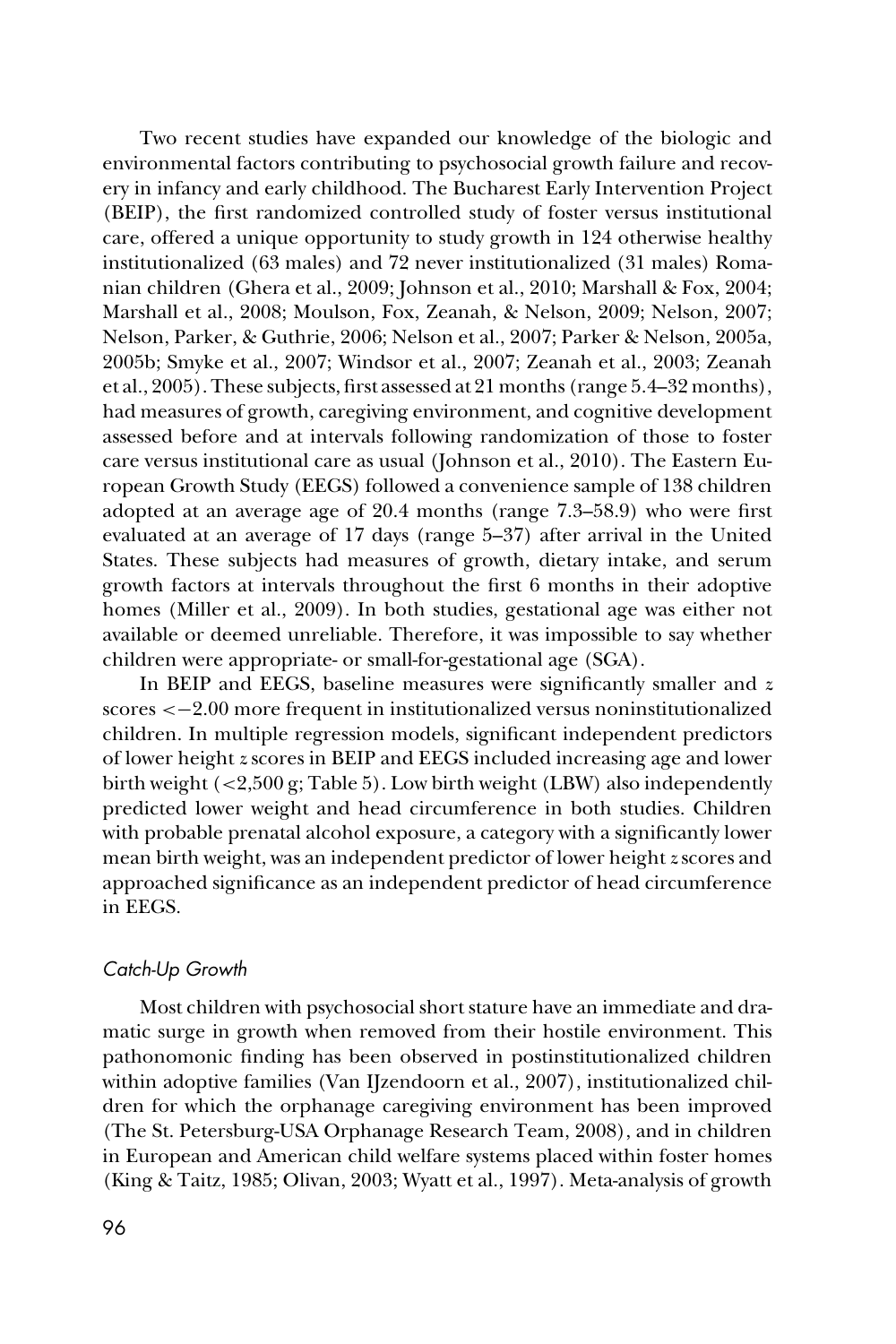Two recent studies have expanded our knowledge of the biologic and environmental factors contributing to psychosocial growth failure and recovery in infancy and early childhood. The Bucharest Early Intervention Project (BEIP), the first randomized controlled study of foster versus institutional care, offered a unique opportunity to study growth in 124 otherwise healthy institutionalized (63 males) and 72 never institutionalized (31 males) Romanian children (Ghera et al., 2009; Johnson et al., 2010; Marshall & Fox, 2004; Marshall et al., 2008; Moulson, Fox, Zeanah, & Nelson, 2009; Nelson, 2007; Nelson, Parker, & Guthrie, 2006; Nelson et al., 2007; Parker & Nelson, 2005a, 2005b; Smyke et al., 2007; Windsor et al., 2007; Zeanah et al., 2003; Zeanah et al., 2005). These subjects, first assessed at 21 months (range 5.4–32 months), had measures of growth, caregiving environment, and cognitive development assessed before and at intervals following randomization of those to foster care versus institutional care as usual (Johnson et al., 2010). The Eastern European Growth Study (EEGS) followed a convenience sample of 138 children adopted at an average age of 20.4 months (range 7.3–58.9) who were first evaluated at an average of 17 days (range 5–37) after arrival in the United States. These subjects had measures of growth, dietary intake, and serum growth factors at intervals throughout the first 6 months in their adoptive homes (Miller et al., 2009). In both studies, gestational age was either not available or deemed unreliable. Therefore, it was impossible to say whether children were appropriate- or small-for-gestational age (SGA).

In BEIP and EEGS, baseline measures were significantly smaller and *z* scores $<-2.00$ more frequent in institutionalized versus noninstitutionalized children. In multiple regression models, significant independent predictors of lower height *z* scores in BEIP and EEGS included increasing age and lower birth weight ($<$2,500 g; Table 5). Low birth weight (LBW) also independently predicted lower weight and head circumference in both studies. Children with probable prenatal alcohol exposure, a category with a significantly lower mean birth weight, was an independent predictor of lower height *z* scores and approached significance as an independent predictor of head circumference in EEGS.

### *Catch-Up Growth*

Most children with psychosocial short stature have an immediate and dramatic surge in growth when removed from their hostile environment. This pathonomonic finding has been observed in postinstitutionalized children within adoptive families (Van IJzendoorn et al., 2007), institutionalized children for which the orphanage caregiving environment has been improved (The St. Petersburg-USA Orphanage Research Team, 2008), and in children in European and American child welfare systems placed within foster homes (King & Taitz, 1985; Olivan, 2003; Wyatt et al., 1997). Meta-analysis of growth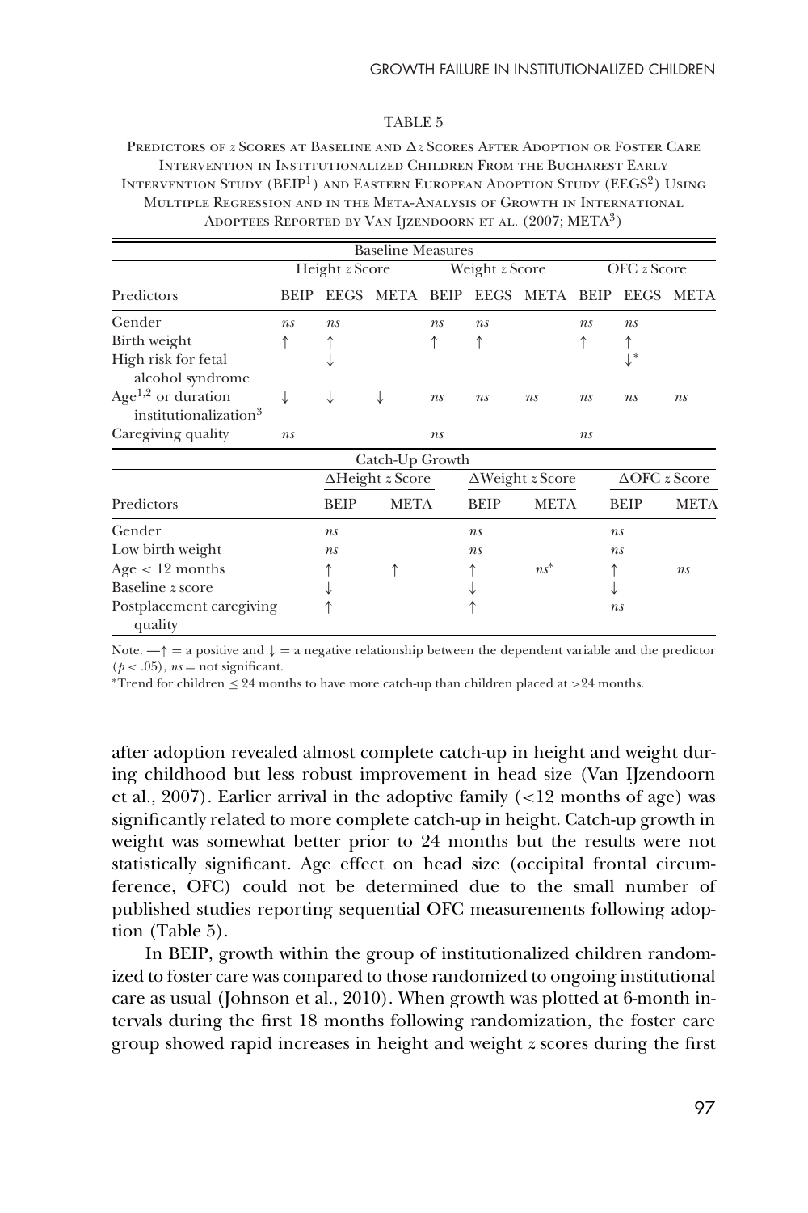TABLE 5

PREDICTORS OF *z* SCORES AT BASELINE AND $\Delta z$ SCORES AFTER ADOPTION OR FOSTER CARE INTERVENTION IN INSTITUTIONALIZED CHILDREN FROM THE BUCHAREST EARLY INTERVENTION STUDY (BEIP[1]) AND EASTERN EUROPEAN ADOPTION STUDY (EEGS[2]) USING MULTIPLE REGRESSION AND IN THE META-ANALYSIS OF GROWTH IN INTERNATIONAL ADOPTEES REPORTED BY VAN IJZENDOORN ET AL. (2007; META[3])

| Baseline Measures | | | | | | | | | |
|---|---|---|---|---|---|---|---|---|---|
| | Height *z* Score | | | Weight *z* Score | | | OFC *z* Score | | |
| Predictors | BEIP | EEGS | META | BEIP | EEGS | META | BEIP | EEGS | META |
| Gender | *ns* | *ns* | | *ns* | *ns* | | *ns* | *ns* | |
| Birth weight | ↑ | ↑ | | ↑ | ↑ | | ↑ | ↑ | |
| High risk for fetal alcohol syndrome | | ↓ | | | | | | ↓* | |
| Age[1,2] or duration institutionalization[3] | ↓ | ↓ | ↓ | *ns* | *ns* | *ns* | *ns* | *ns* | *ns* |
| Caregiving quality | *ns* | | | *ns* | | | *ns* | | |

| Catch-Up Growth | | | | | | |
|---|---|---|---|---|---|---|
| | $\Delta$Height *z* Score | | $\Delta$Weight *z* Score | | $\Delta$OFC *z* Score | |
| Predictors | BEIP | META | BEIP | META | BEIP | META |
| Gender | *ns* | | *ns* | | *ns* | |
| Low birth weight | *ns* | | *ns* | | *ns* | |
| Age < 12 months | ↑ | ↑ | ↑ | *ns** | ↑ | *ns* |
| Baseline *z* score | ↓ | | ↓ | | ↓ | |
| Postplacement caregiving quality | ↑ | | ↑ | | *ns* | |

*Note.* —↑ = a positive and ↓ = a negative relationship between the dependent variable and the predictor ($p < .05$), *ns* = not significant.

*Trend for children ≤ 24 months to have more catch-up than children placed at >24 months.

after adoption revealed almost complete catch-up in height and weight during childhood but less robust improvement in head size (Van IJzendoorn et al., 2007). Earlier arrival in the adoptive family (<12 months of age) was significantly related to more complete catch-up in height. Catch-up growth in weight was somewhat better prior to 24 months but the results were not statistically significant. Age effect on head size (occipital frontal circumference, OFC) could not be determined due to the small number of published studies reporting sequential OFC measurements following adoption (Table 5).

In BEIP, growth within the group of institutionalized children randomized to foster care was compared to those randomized to ongoing institutional care as usual (Johnson et al., 2010). When growth was plotted at 6-month intervals during the first 18 months following randomization, the foster care group showed rapid increases in height and weight *z* scores during the first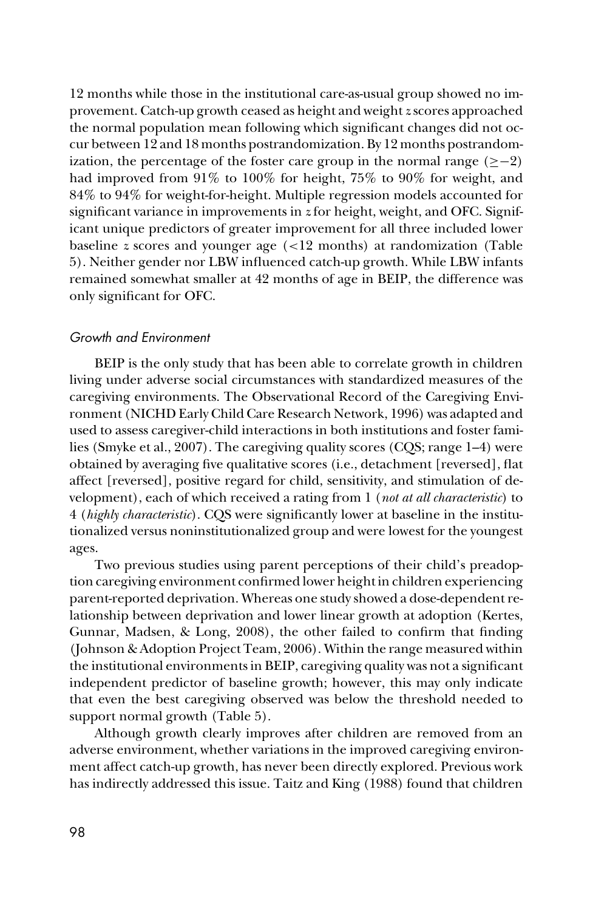12 months while those in the institutional care-as-usual group showed no improvement. Catch-up growth ceased as height and weight *z* scores approached the normal population mean following which significant changes did not occur between 12 and 18 months postrandomization. By 12 months postrandomization, the percentage of the foster care group in the normal range ($\geq -2$) had improved from 91% to 100% for height, 75% to 90% for weight, and 84% to 94% for weight-for-height. Multiple regression models accounted for significant variance in improvements in *z* for height, weight, and OFC. Significant unique predictors of greater improvement for all three included lower baseline *z* scores and younger age ($<$12 months) at randomization (Table 5). Neither gender nor LBW influenced catch-up growth. While LBW infants remained somewhat smaller at 42 months of age in BEIP, the difference was only significant for OFC.

### *Growth and Environment*

BEIP is the only study that has been able to correlate growth in children living under adverse social circumstances with standardized measures of the caregiving environments. The Observational Record of the Caregiving Environment (NICHD Early Child Care Research Network, 1996) was adapted and used to assess caregiver-child interactions in both institutions and foster families (Smyke et al., 2007). The caregiving quality scores (CQS; range 1–4) were obtained by averaging five qualitative scores (i.e., detachment [reversed], flat affect [reversed], positive regard for child, sensitivity, and stimulation of development), each of which received a rating from 1 (*not at all characteristic*) to 4 (*highly characteristic*). CQS were significantly lower at baseline in the institutionalized versus noninstitutionalized group and were lowest for the youngest ages.

Two previous studies using parent perceptions of their child's preadoption caregiving environment confirmed lower height in children experiencing parent-reported deprivation. Whereas one study showed a dose-dependent relationship between deprivation and lower linear growth at adoption (Kertes, Gunnar, Madsen, & Long, 2008), the other failed to confirm that finding (Johnson & Adoption Project Team, 2006). Within the range measured within the institutional environments in BEIP, caregiving quality was not a significant independent predictor of baseline growth; however, this may only indicate that even the best caregiving observed was below the threshold needed to support normal growth (Table 5).

Although growth clearly improves after children are removed from an adverse environment, whether variations in the improved caregiving environment affect catch-up growth, has never been directly explored. Previous work has indirectly addressed this issue. Taitz and King (1988) found that children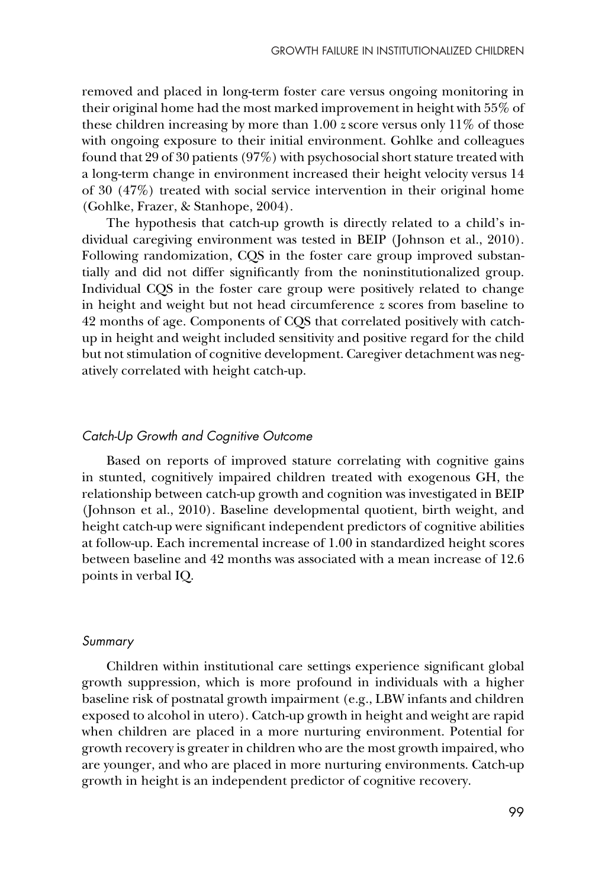removed and placed in long-term foster care versus ongoing monitoring in their original home had the most marked improvement in height with 55% of these children increasing by more than 1.00 *z* score versus only 11% of those with ongoing exposure to their initial environment. Gohlke and colleagues found that 29 of 30 patients (97%) with psychosocial short stature treated with a long-term change in environment increased their height velocity versus 14 of 30 (47%) treated with social service intervention in their original home (Gohlke, Frazer, & Stanhope, 2004).

The hypothesis that catch-up growth is directly related to a child's individual caregiving environment was tested in BEIP (Johnson et al., 2010). Following randomization, CQS in the foster care group improved substantially and did not differ significantly from the noninstitutionalized group. Individual CQS in the foster care group were positively related to change in height and weight but not head circumference *z* scores from baseline to 42 months of age. Components of CQS that correlated positively with catch-up in height and weight included sensitivity and positive regard for the child but not stimulation of cognitive development. Caregiver detachment was negatively correlated with height catch-up.

### *Catch-Up Growth and Cognitive Outcome*

Based on reports of improved stature correlating with cognitive gains in stunted, cognitively impaired children treated with exogenous GH, the relationship between catch-up growth and cognition was investigated in BEIP (Johnson et al., 2010). Baseline developmental quotient, birth weight, and height catch-up were significant independent predictors of cognitive abilities at follow-up. Each incremental increase of 1.00 in standardized height scores between baseline and 42 months was associated with a mean increase of 12.6 points in verbal IQ.

### *Summary*

Children within institutional care settings experience significant global growth suppression, which is more profound in individuals with a higher baseline risk of postnatal growth impairment (e.g., LBW infants and children exposed to alcohol in utero). Catch-up growth in height and weight are rapid when children are placed in a more nurturing environment. Potential for growth recovery is greater in children who are the most growth impaired, who are younger, and who are placed in more nurturing environments. Catch-up growth in height is an independent predictor of cognitive recovery.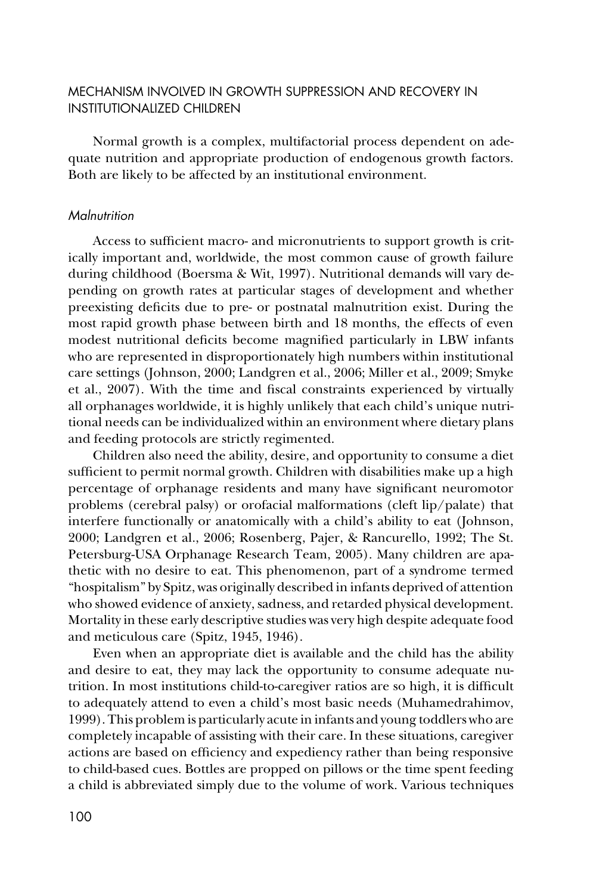## MECHANISM INVOLVED IN GROWTH SUPPRESSION AND RECOVERY IN INSTITUTIONALIZED CHILDREN

Normal growth is a complex, multifactorial process dependent on adequate nutrition and appropriate production of endogenous growth factors. Both are likely to be affected by an institutional environment.

### *Malnutrition*

Access to sufficient macro- and micronutrients to support growth is critically important and, worldwide, the most common cause of growth failure during childhood (Boersma & Wit, 1997). Nutritional demands will vary depending on growth rates at particular stages of development and whether preexisting deficits due to pre- or postnatal malnutrition exist. During the most rapid growth phase between birth and 18 months, the effects of even modest nutritional deficits become magnified particularly in LBW infants who are represented in disproportionately high numbers within institutional care settings (Johnson, 2000; Landgren et al., 2006; Miller et al., 2009; Smyke et al., 2007). With the time and fiscal constraints experienced by virtually all orphanages worldwide, it is highly unlikely that each child's unique nutritional needs can be individualized within an environment where dietary plans and feeding protocols are strictly regimented.

Children also need the ability, desire, and opportunity to consume a diet sufficient to permit normal growth. Children with disabilities make up a high percentage of orphanage residents and many have significant neuromotor problems (cerebral palsy) or orofacial malformations (cleft lip/palate) that interfere functionally or anatomically with a child's ability to eat (Johnson, 2000; Landgren et al., 2006; Rosenberg, Pajer, & Rancurello, 1992; The St. Petersburg-USA Orphanage Research Team, 2005). Many children are apathetic with no desire to eat. This phenomenon, part of a syndrome termed "hospitalism" by Spitz, was originally described in infants deprived of attention who showed evidence of anxiety, sadness, and retarded physical development. Mortality in these early descriptive studies was very high despite adequate food and meticulous care (Spitz, 1945, 1946).

Even when an appropriate diet is available and the child has the ability and desire to eat, they may lack the opportunity to consume adequate nutrition. In most institutions child-to-caregiver ratios are so high, it is difficult to adequately attend to even a child's most basic needs (Muhamedrahimov, 1999). This problem is particularly acute in infants and young toddlers who are completely incapable of assisting with their care. In these situations, caregiver actions are based on efficiency and expediency rather than being responsive to child-based cues. Bottles are propped on pillows or the time spent feeding a child is abbreviated simply due to the volume of work. Various techniques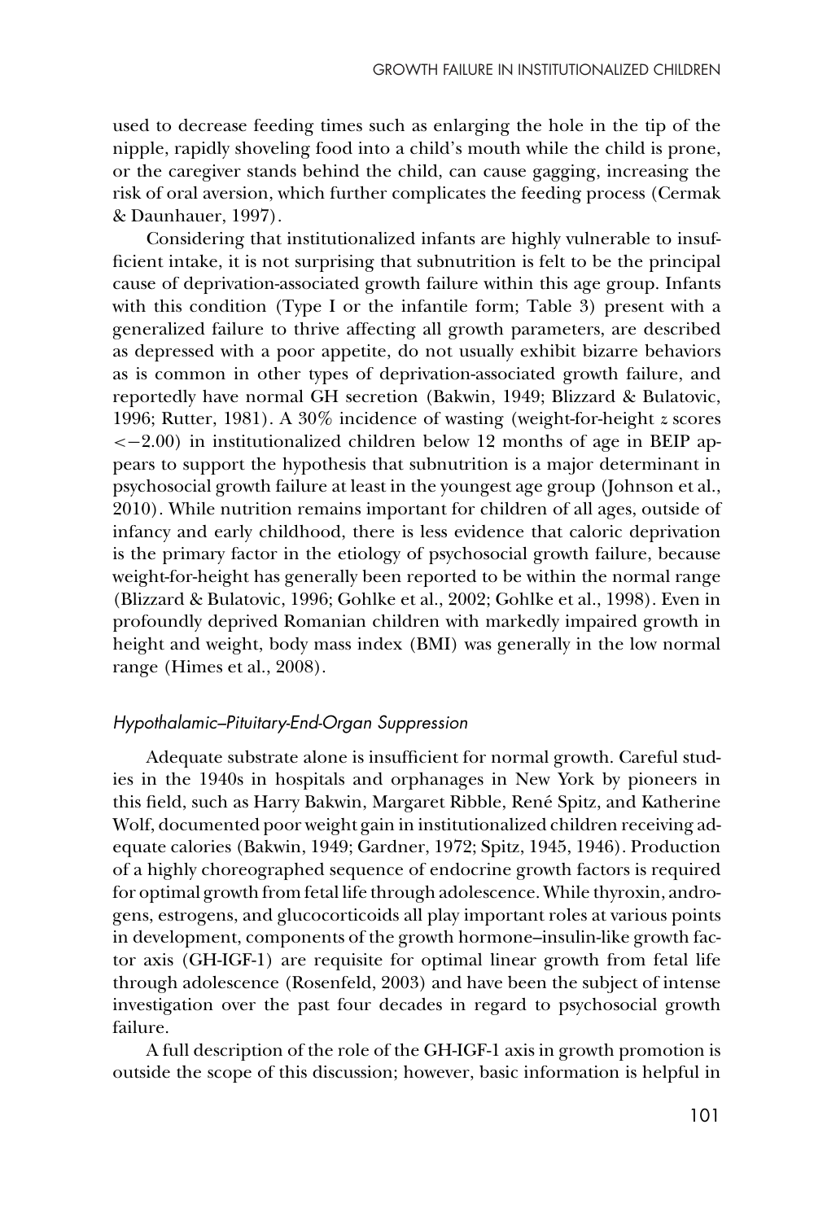used to decrease feeding times such as enlarging the hole in the tip of the nipple, rapidly shoveling food into a child's mouth while the child is prone, or the caregiver stands behind the child, can cause gagging, increasing the risk of oral aversion, which further complicates the feeding process (Cermak & Daunhauer, 1997).

Considering that institutionalized infants are highly vulnerable to insufficient intake, it is not surprising that subnutrition is felt to be the principal cause of deprivation-associated growth failure within this age group. Infants with this condition (Type I or the infantile form; Table 3) present with a generalized failure to thrive affecting all growth parameters, are described as depressed with a poor appetite, do not usually exhibit bizarre behaviors as is common in other types of deprivation-associated growth failure, and reportedly have normal GH secretion (Bakwin, 1949; Blizzard & Bulatovic, 1996; Rutter, 1981). A 30% incidence of wasting (weight-for-height *z* scores $<-2.00$) in institutionalized children below 12 months of age in BEIP appears to support the hypothesis that subnutrition is a major determinant in psychosocial growth failure at least in the youngest age group (Johnson et al., 2010). While nutrition remains important for children of all ages, outside of infancy and early childhood, there is less evidence that caloric deprivation is the primary factor in the etiology of psychosocial growth failure, because weight-for-height has generally been reported to be within the normal range (Blizzard & Bulatovic, 1996; Gohlke et al., 2002; Gohlke et al., 1998). Even in profoundly deprived Romanian children with markedly impaired growth in height and weight, body mass index (BMI) was generally in the low normal range (Himes et al., 2008).

### *Hypothalamic–Pituitary-End-Organ Suppression*

Adequate substrate alone is insufficient for normal growth. Careful studies in the 1940s in hospitals and orphanages in New York by pioneers in this field, such as Harry Bakwin, Margaret Ribble, René Spitz, and Katherine Wolf, documented poor weight gain in institutionalized children receiving adequate calories (Bakwin, 1949; Gardner, 1972; Spitz, 1945, 1946). Production of a highly choreographed sequence of endocrine growth factors is required for optimal growth from fetal life through adolescence. While thyroxin, androgens, estrogens, and glucocorticoids all play important roles at various points in development, components of the growth hormone–insulin-like growth factor axis (GH-IGF-1) are requisite for optimal linear growth from fetal life through adolescence (Rosenfeld, 2003) and have been the subject of intense investigation over the past four decades in regard to psychosocial growth failure.

A full description of the role of the GH-IGF-1 axis in growth promotion is outside the scope of this discussion; however, basic information is helpful in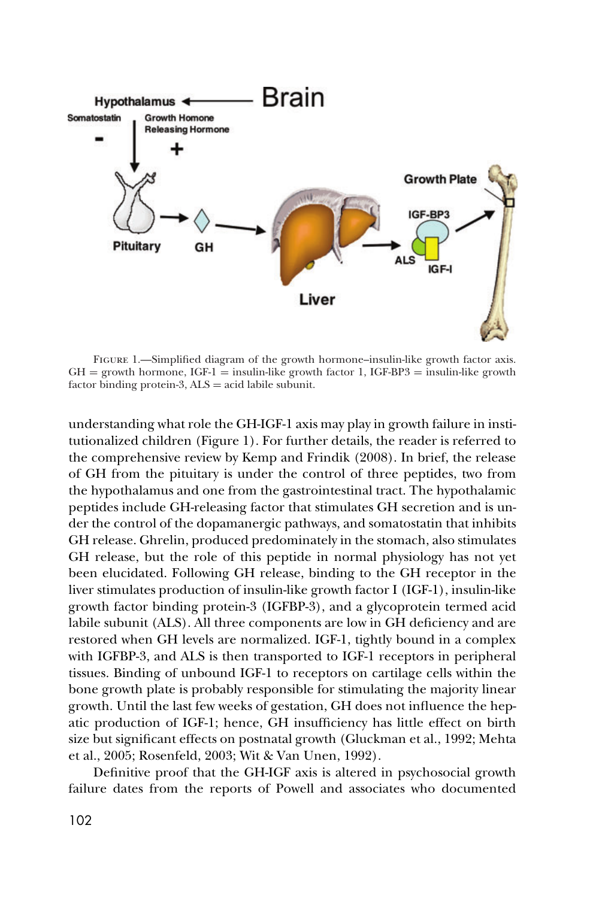FIGURE 1.—Simplified diagram of the growth hormone–insulin-like growth factor axis. GH = growth hormone, IGF-1 = insulin-like growth factor 1, IGF-BP3 = insulin-like growth factor binding protein-3, ALS = acid labile subunit.

understanding what role the GH-IGF-1 axis may play in growth failure in institutionalized children (Figure 1). For further details, the reader is referred to the comprehensive review by Kemp and Frindik (2008). In brief, the release of GH from the pituitary is under the control of three peptides, two from the hypothalamus and one from the gastrointestinal tract. The hypothalamic peptides include GH-releasing factor that stimulates GH secretion and is under the control of the dopamanergic pathways, and somatostatin that inhibits GH release. Ghrelin, produced predominately in the stomach, also stimulates GH release, but the role of this peptide in normal physiology has not yet been elucidated. Following GH release, binding to the GH receptor in the liver stimulates production of insulin-like growth factor I (IGF-1), insulin-like growth factor binding protein-3 (IGFBP-3), and a glycoprotein termed acid labile subunit (ALS). All three components are low in GH deficiency and are restored when GH levels are normalized. IGF-1, tightly bound in a complex with IGFBP-3, and ALS is then transported to IGF-1 receptors in peripheral tissues. Binding of unbound IGF-1 to receptors on cartilage cells within the bone growth plate is probably responsible for stimulating the majority linear growth. Until the last few weeks of gestation, GH does not influence the hepatic production of IGF-1; hence, GH insufficiency has little effect on birth size but significant effects on postnatal growth (Gluckman et al., 1992; Mehta et al., 2005; Rosenfeld, 2003; Wit & Van Unen, 1992).

Definitive proof that the GH-IGF axis is altered in psychosocial growth failure dates from the reports of Powell and associates who documented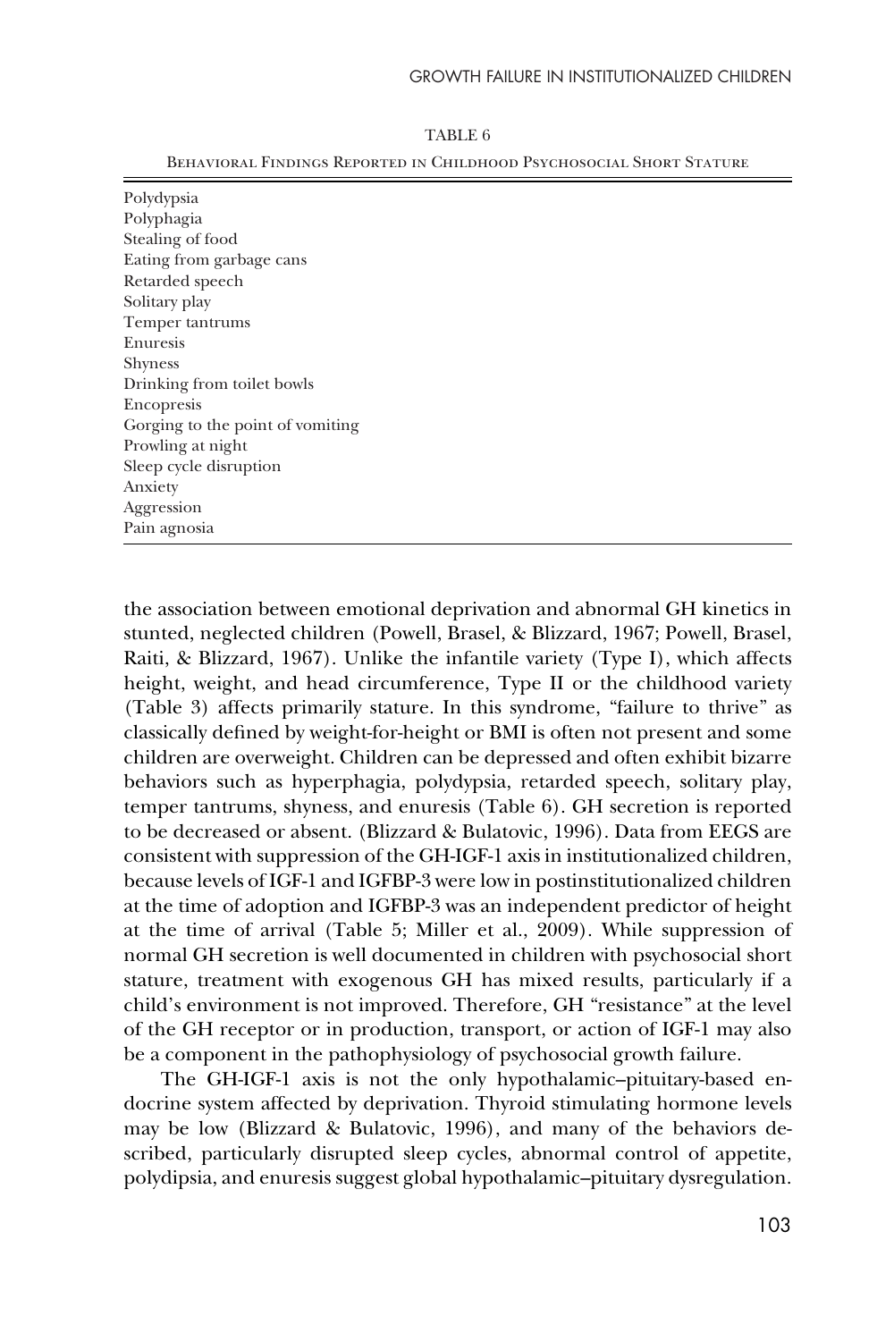TABLE 6

Behavioral Findings Reported in Childhood Psychosocial Short Stature

| |
|---|
| Polydypsia |
| Polyphagia |
| Stealing of food |
| Eating from garbage cans |
| Retarded speech |
| Solitary play |
| Temper tantrums |
| Enuresis |
| Shyness |
| Drinking from toilet bowls |
| Encopresis |
| Gorging to the point of vomiting |
| Prowling at night |
| Sleep cycle disruption |
| Anxiety |
| Aggression |
| Pain agnosia |

the association between emotional deprivation and abnormal GH kinetics in stunted, neglected children (Powell, Brasel, & Blizzard, 1967; Powell, Brasel, Raiti, & Blizzard, 1967). Unlike the infantile variety (Type I), which affects height, weight, and head circumference, Type II or the childhood variety (Table 3) affects primarily stature. In this syndrome, "failure to thrive" as classically defined by weight-for-height or BMI is often not present and some children are overweight. Children can be depressed and often exhibit bizarre behaviors such as hyperphagia, polydypsia, retarded speech, solitary play, temper tantrums, shyness, and enuresis (Table 6). GH secretion is reported to be decreased or absent. (Blizzard & Bulatovic, 1996). Data from EEGS are consistent with suppression of the GH-IGF-1 axis in institutionalized children, because levels of IGF-1 and IGFBP-3 were low in postinstitutionalized children at the time of adoption and IGFBP-3 was an independent predictor of height at the time of arrival (Table 5; Miller et al., 2009). While suppression of normal GH secretion is well documented in children with psychosocial short stature, treatment with exogenous GH has mixed results, particularly if a child's environment is not improved. Therefore, GH "resistance" at the level of the GH receptor or in production, transport, or action of IGF-1 may also be a component in the pathophysiology of psychosocial growth failure.

The GH-IGF-1 axis is not the only hypothalamic–pituitary-based endocrine system affected by deprivation. Thyroid stimulating hormone levels may be low (Blizzard & Bulatovic, 1996), and many of the behaviors described, particularly disrupted sleep cycles, abnormal control of appetite, polydipsia, and enuresis suggest global hypothalamic–pituitary dysregulation.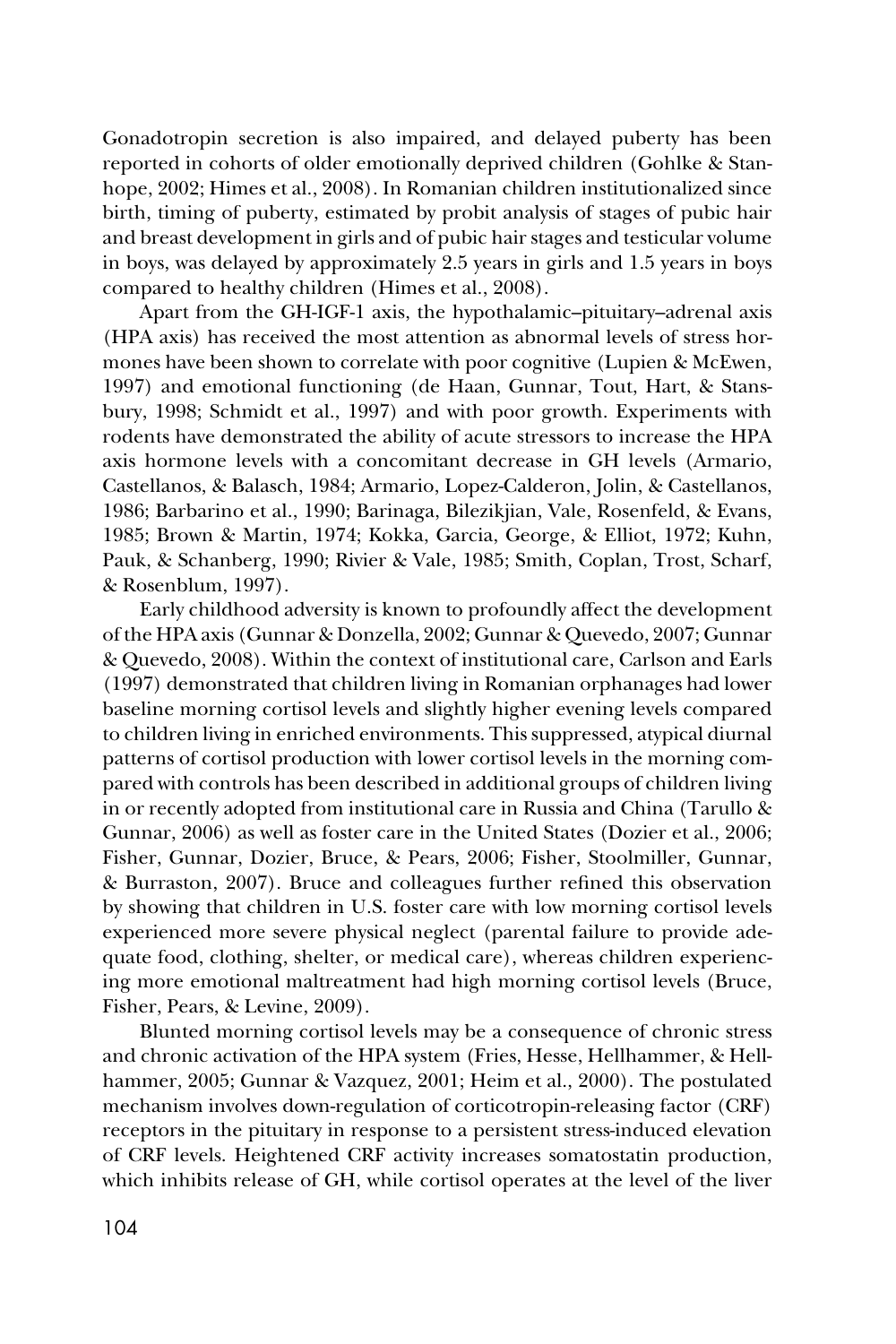Gonadotropin secretion is also impaired, and delayed puberty has been reported in cohorts of older emotionally deprived children (Gohlke & Stanhope, 2002; Himes et al., 2008). In Romanian children institutionalized since birth, timing of puberty, estimated by probit analysis of stages of pubic hair and breast development in girls and of pubic hair stages and testicular volume in boys, was delayed by approximately 2.5 years in girls and 1.5 years in boys compared to healthy children (Himes et al., 2008).

Apart from the GH-IGF-1 axis, the hypothalamic–pituitary–adrenal axis (HPA axis) has received the most attention as abnormal levels of stress hormones have been shown to correlate with poor cognitive (Lupien & McEwen, 1997) and emotional functioning (de Haan, Gunnar, Tout, Hart, & Stansbury, 1998; Schmidt et al., 1997) and with poor growth. Experiments with rodents have demonstrated the ability of acute stressors to increase the HPA axis hormone levels with a concomitant decrease in GH levels (Armario, Castellanos, & Balasch, 1984; Armario, Lopez-Calderon, Jolin, & Castellanos, 1986; Barbarino et al., 1990; Barinaga, Bilezikjian, Vale, Rosenfeld, & Evans, 1985; Brown & Martin, 1974; Kokka, Garcia, George, & Elliot, 1972; Kuhn, Pauk, & Schanberg, 1990; Rivier & Vale, 1985; Smith, Coplan, Trost, Scharf, & Rosenblum, 1997).

Early childhood adversity is known to profoundly affect the development of the HPA axis (Gunnar & Donzella, 2002; Gunnar & Quevedo, 2007; Gunnar & Quevedo, 2008). Within the context of institutional care, Carlson and Earls (1997) demonstrated that children living in Romanian orphanages had lower baseline morning cortisol levels and slightly higher evening levels compared to children living in enriched environments. This suppressed, atypical diurnal patterns of cortisol production with lower cortisol levels in the morning compared with controls has been described in additional groups of children living in or recently adopted from institutional care in Russia and China (Tarullo & Gunnar, 2006) as well as foster care in the United States (Dozier et al., 2006; Fisher, Gunnar, Dozier, Bruce, & Pears, 2006; Fisher, Stoolmiller, Gunnar, & Burraston, 2007). Bruce and colleagues further refined this observation by showing that children in U.S. foster care with low morning cortisol levels experienced more severe physical neglect (parental failure to provide adequate food, clothing, shelter, or medical care), whereas children experiencing more emotional maltreatment had high morning cortisol levels (Bruce, Fisher, Pears, & Levine, 2009).

Blunted morning cortisol levels may be a consequence of chronic stress and chronic activation of the HPA system (Fries, Hesse, Hellhammer, & Hellhammer, 2005; Gunnar & Vazquez, 2001; Heim et al., 2000). The postulated mechanism involves down-regulation of corticotropin-releasing factor (CRF) receptors in the pituitary in response to a persistent stress-induced elevation of CRF levels. Heightened CRF activity increases somatostatin production, which inhibits release of GH, while cortisol operates at the level of the liver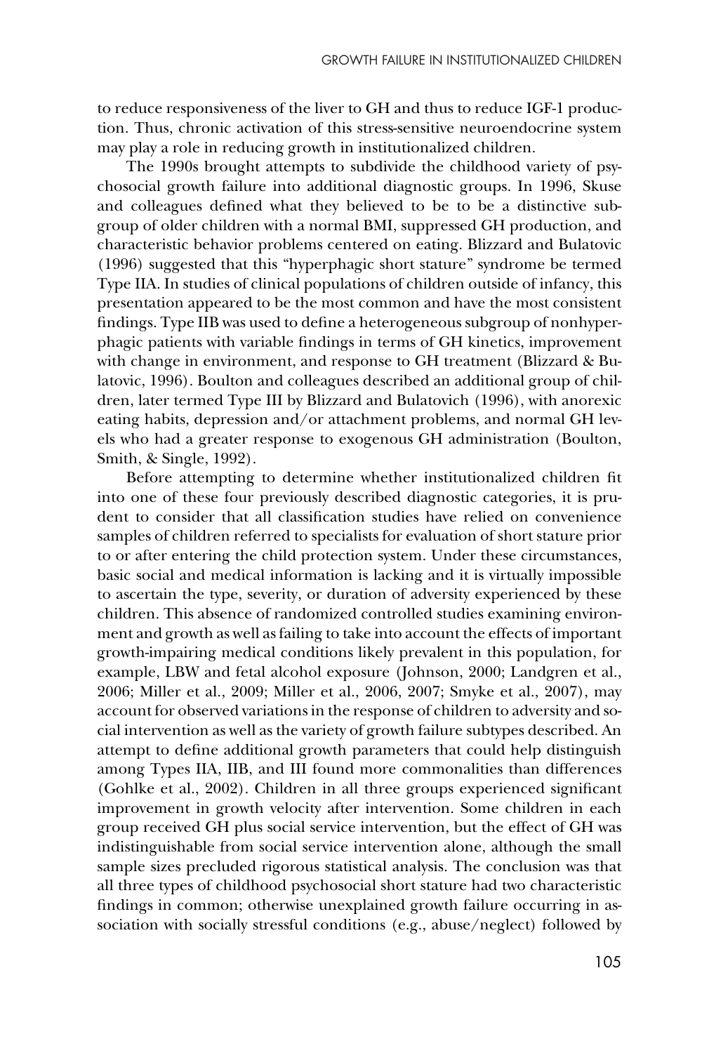to reduce responsiveness of the liver to GH and thus to reduce IGF-1 production. Thus, chronic activation of this stress-sensitive neuroendocrine system may play a role in reducing growth in institutionalized children.

The 1990s brought attempts to subdivide the childhood variety of psychosocial growth failure into additional diagnostic groups. In 1996, Skuse and colleagues defined what they believed to be to be a distinctive subgroup of older children with a normal BMI, suppressed GH production, and characteristic behavior problems centered on eating. Blizzard and Bulatovic (1996) suggested that this "hyperphagic short stature" syndrome be termed Type IIA. In studies of clinical populations of children outside of infancy, this presentation appeared to be the most common and have the most consistent findings. Type IIB was used to define a heterogeneous subgroup of nonhyperphagic patients with variable findings in terms of GH kinetics, improvement with change in environment, and response to GH treatment (Blizzard & Bulatovic, 1996). Boulton and colleagues described an additional group of children, later termed Type III by Blizzard and Bulatovich (1996), with anorexic eating habits, depression and/or attachment problems, and normal GH levels who had a greater response to exogenous GH administration (Boulton, Smith, & Single, 1992).

Before attempting to determine whether institutionalized children fit into one of these four previously described diagnostic categories, it is prudent to consider that all classification studies have relied on convenience samples of children referred to specialists for evaluation of short stature prior to or after entering the child protection system. Under these circumstances, basic social and medical information is lacking and it is virtually impossible to ascertain the type, severity, or duration of adversity experienced by these children. This absence of randomized controlled studies examining environment and growth as well as failing to take into account the effects of important growth-impairing medical conditions likely prevalent in this population, for example, LBW and fetal alcohol exposure (Johnson, 2000; Landgren et al., 2006; Miller et al., 2009; Miller et al., 2006, 2007; Smyke et al., 2007), may account for observed variations in the response of children to adversity and social intervention as well as the variety of growth failure subtypes described. An attempt to define additional growth parameters that could help distinguish among Types IIA, IIB, and III found more commonalities than differences (Gohlke et al., 2002). Children in all three groups experienced significant improvement in growth velocity after intervention. Some children in each group received GH plus social service intervention, but the effect of GH was indistinguishable from social service intervention alone, although the small sample sizes precluded rigorous statistical analysis. The conclusion was that all three types of childhood psychosocial short stature had two characteristic findings in common; otherwise unexplained growth failure occurring in association with socially stressful conditions (e.g., abuse/neglect) followed by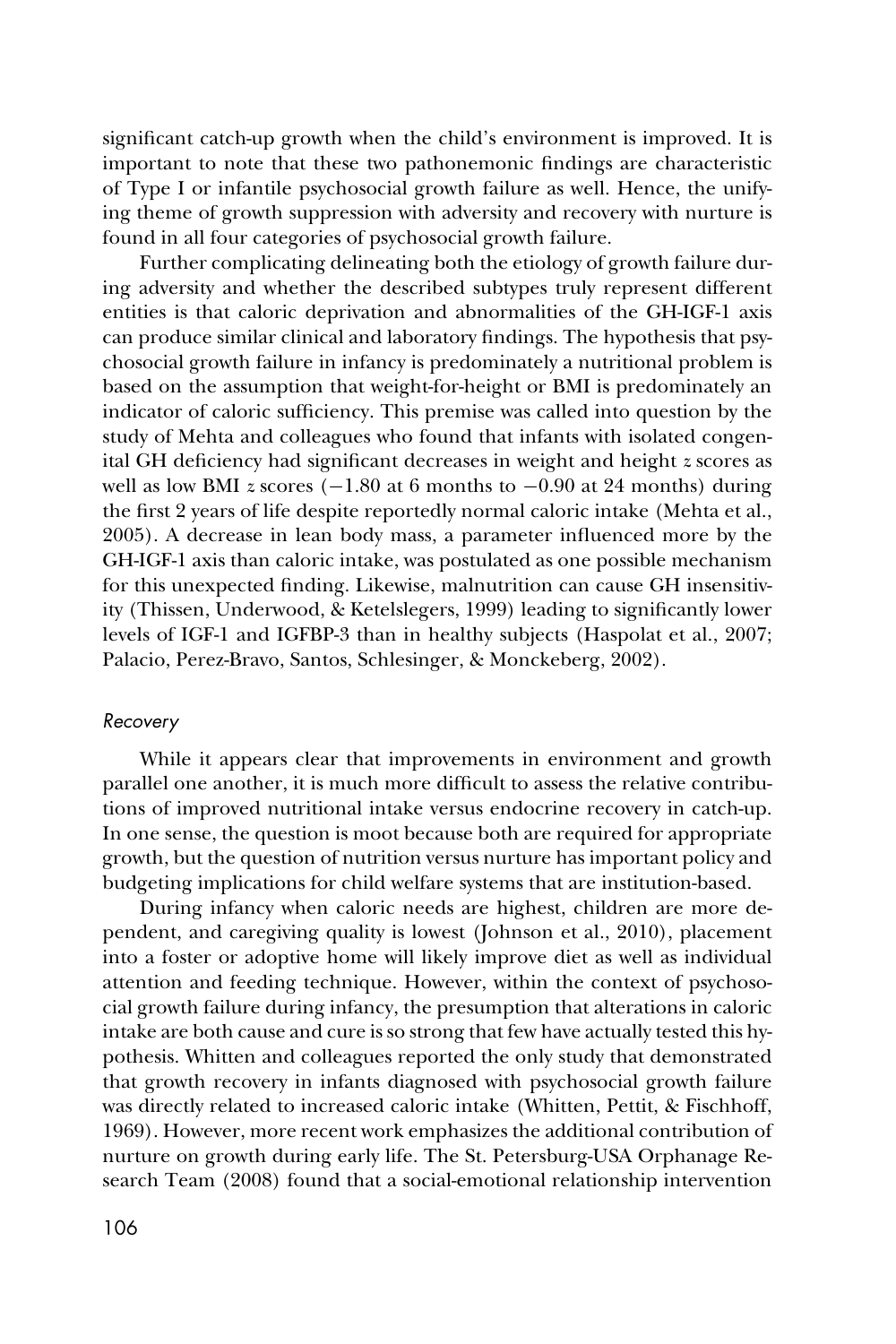significant catch-up growth when the child's environment is improved. It is important to note that these two pathonemonic findings are characteristic of Type I or infantile psychosocial growth failure as well. Hence, the unifying theme of growth suppression with adversity and recovery with nurture is found in all four categories of psychosocial growth failure.

Further complicating delineating both the etiology of growth failure during adversity and whether the described subtypes truly represent different entities is that caloric deprivation and abnormalities of the GH-IGF-1 axis can produce similar clinical and laboratory findings. The hypothesis that psychosocial growth failure in infancy is predominately a nutritional problem is based on the assumption that weight-for-height or BMI is predominately an indicator of caloric sufficiency. This premise was called into question by the study of Mehta and colleagues who found that infants with isolated congenital GH deficiency had significant decreases in weight and height *z* scores as well as low BMI *z* scores (−1.80 at 6 months to −0.90 at 24 months) during the first 2 years of life despite reportedly normal caloric intake (Mehta et al., 2005). A decrease in lean body mass, a parameter influenced more by the GH-IGF-1 axis than caloric intake, was postulated as one possible mechanism for this unexpected finding. Likewise, malnutrition can cause GH insensitivity (Thissen, Underwood, & Ketelslegers, 1999) leading to significantly lower levels of IGF-1 and IGFBP-3 than in healthy subjects (Haspolat et al., 2007; Palacio, Perez-Bravo, Santos, Schlesinger, & Monckeberg, 2002).

### *Recovery*

While it appears clear that improvements in environment and growth parallel one another, it is much more difficult to assess the relative contributions of improved nutritional intake versus endocrine recovery in catch-up. In one sense, the question is moot because both are required for appropriate growth, but the question of nutrition versus nurture has important policy and budgeting implications for child welfare systems that are institution-based.

During infancy when caloric needs are highest, children are more dependent, and caregiving quality is lowest (Johnson et al., 2010), placement into a foster or adoptive home will likely improve diet as well as individual attention and feeding technique. However, within the context of psychosocial growth failure during infancy, the presumption that alterations in caloric intake are both cause and cure is so strong that few have actually tested this hypothesis. Whitten and colleagues reported the only study that demonstrated that growth recovery in infants diagnosed with psychosocial growth failure was directly related to increased caloric intake (Whitten, Pettit, & Fischhoff, 1969). However, more recent work emphasizes the additional contribution of nurture on growth during early life. The St. Petersburg-USA Orphanage Research Team (2008) found that a social-emotional relationship intervention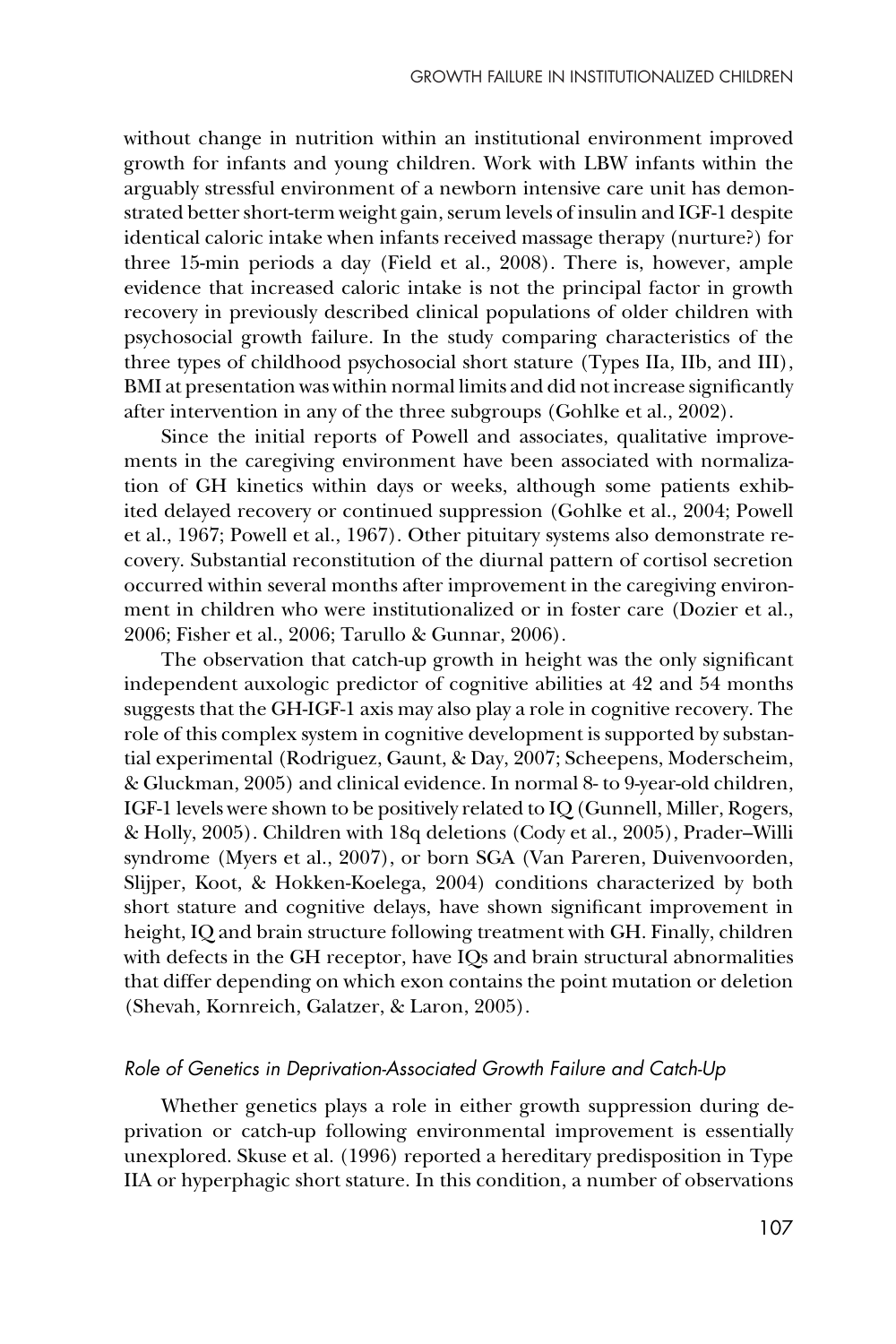without change in nutrition within an institutional environment improved growth for infants and young children. Work with LBW infants within the arguably stressful environment of a newborn intensive care unit has demonstrated better short-term weight gain, serum levels of insulin and IGF-1 despite identical caloric intake when infants received massage therapy (nurture?) for three 15-min periods a day (Field et al., 2008). There is, however, ample evidence that increased caloric intake is not the principal factor in growth recovery in previously described clinical populations of older children with psychosocial growth failure. In the study comparing characteristics of the three types of childhood psychosocial short stature (Types IIa, IIb, and III), BMI at presentation was within normal limits and did not increase significantly after intervention in any of the three subgroups (Gohlke et al., 2002).

Since the initial reports of Powell and associates, qualitative improvements in the caregiving environment have been associated with normalization of GH kinetics within days or weeks, although some patients exhibited delayed recovery or continued suppression (Gohlke et al., 2004; Powell et al., 1967; Powell et al., 1967). Other pituitary systems also demonstrate recovery. Substantial reconstitution of the diurnal pattern of cortisol secretion occurred within several months after improvement in the caregiving environment in children who were institutionalized or in foster care (Dozier et al., 2006; Fisher et al., 2006; Tarullo & Gunnar, 2006).

The observation that catch-up growth in height was the only significant independent auxologic predictor of cognitive abilities at 42 and 54 months suggests that the GH-IGF-1 axis may also play a role in cognitive recovery. The role of this complex system in cognitive development is supported by substantial experimental (Rodriguez, Gaunt, & Day, 2007; Scheepens, Moderscheim, & Gluckman, 2005) and clinical evidence. In normal 8- to 9-year-old children, IGF-1 levels were shown to be positively related to IQ (Gunnell, Miller, Rogers, & Holly, 2005). Children with 18q deletions (Cody et al., 2005), Prader–Willi syndrome (Myers et al., 2007), or born SGA (Van Pareren, Duivenvoorden, Slijper, Koot, & Hokken-Koelega, 2004) conditions characterized by both short stature and cognitive delays, have shown significant improvement in height, IQ and brain structure following treatment with GH. Finally, children with defects in the GH receptor, have IQs and brain structural abnormalities that differ depending on which exon contains the point mutation or deletion (Shevah, Kornreich, Galatzer, & Laron, 2005).

#### *Role of Genetics in Deprivation-Associated Growth Failure and Catch-Up*

Whether genetics plays a role in either growth suppression during deprivation or catch-up following environmental improvement is essentially unexplored. Skuse et al. (1996) reported a hereditary predisposition in Type IIA or hyperphagic short stature. In this condition, a number of observations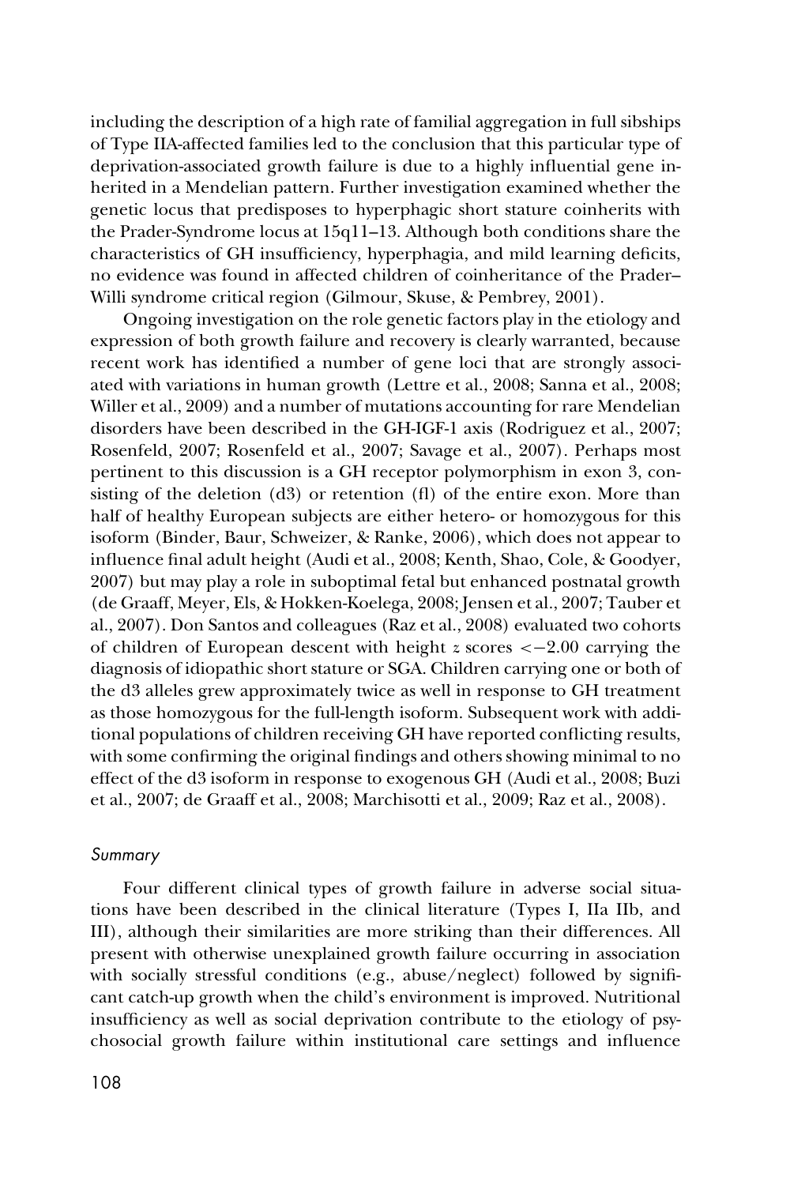including the description of a high rate of familial aggregation in full sibships of Type IIA-affected families led to the conclusion that this particular type of deprivation-associated growth failure is due to a highly influential gene inherited in a Mendelian pattern. Further investigation examined whether the genetic locus that predisposes to hyperphagic short stature coinherits with the Prader-Syndrome locus at 15q11–13. Although both conditions share the characteristics of GH insufficiency, hyperphagia, and mild learning deficits, no evidence was found in affected children of coinheritance of the Prader–Willi syndrome critical region (Gilmour, Skuse, & Pembrey, 2001).

Ongoing investigation on the role genetic factors play in the etiology and expression of both growth failure and recovery is clearly warranted, because recent work has identified a number of gene loci that are strongly associated with variations in human growth (Lettre et al., 2008; Sanna et al., 2008; Willer et al., 2009) and a number of mutations accounting for rare Mendelian disorders have been described in the GH-IGF-1 axis (Rodriguez et al., 2007; Rosenfeld, 2007; Rosenfeld et al., 2007; Savage et al., 2007). Perhaps most pertinent to this discussion is a GH receptor polymorphism in exon 3, consisting of the deletion (d3) or retention (fl) of the entire exon. More than half of healthy European subjects are either hetero- or homozygous for this isoform (Binder, Baur, Schweizer, & Ranke, 2006), which does not appear to influence final adult height (Audi et al., 2008; Kenth, Shao, Cole, & Goodyer, 2007) but may play a role in suboptimal fetal but enhanced postnatal growth (de Graaff, Meyer, Els, & Hokken-Koelega, 2008; Jensen et al., 2007; Tauber et al., 2007). Don Santos and colleagues (Raz et al., 2008) evaluated two cohorts of children of European descent with height *z* scores $<-2.00$ carrying the diagnosis of idiopathic short stature or SGA. Children carrying one or both of the d3 alleles grew approximately twice as well in response to GH treatment as those homozygous for the full-length isoform. Subsequent work with additional populations of children receiving GH have reported conflicting results, with some confirming the original findings and others showing minimal to no effect of the d3 isoform in response to exogenous GH (Audi et al., 2008; Buzi et al., 2007; de Graaff et al., 2008; Marchisotti et al., 2009; Raz et al., 2008).

### *Summary*

Four different clinical types of growth failure in adverse social situations have been described in the clinical literature (Types I, IIa IIb, and III), although their similarities are more striking than their differences. All present with otherwise unexplained growth failure occurring in association with socially stressful conditions (e.g., abuse/neglect) followed by significant catch-up growth when the child's environment is improved. Nutritional insufficiency as well as social deprivation contribute to the etiology of psychosocial growth failure within institutional care settings and influence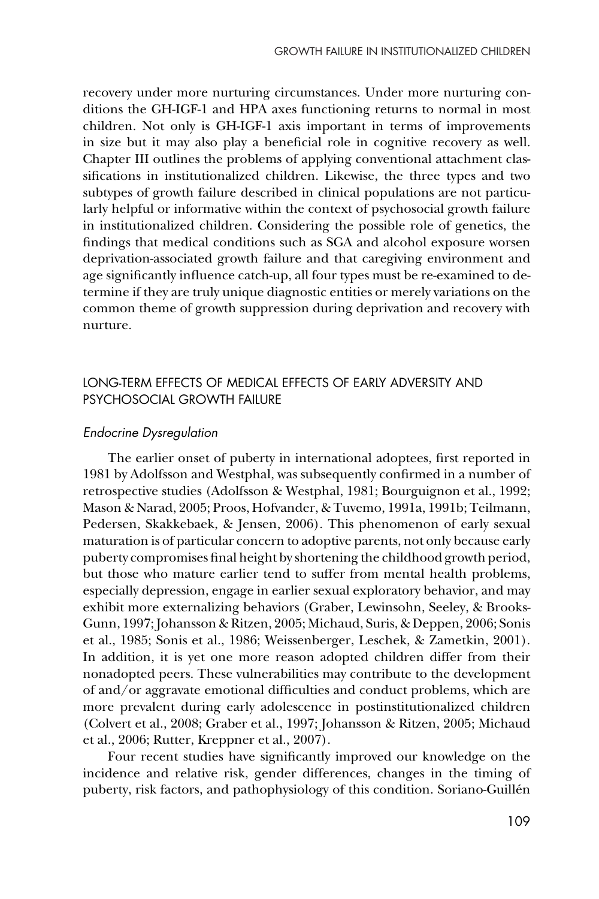recovery under more nurturing circumstances. Under more nurturing conditions the GH-IGF-1 and HPA axes functioning returns to normal in most children. Not only is GH-IGF-1 axis important in terms of improvements in size but it may also play a beneficial role in cognitive recovery as well. Chapter III outlines the problems of applying conventional attachment classifications in institutionalized children. Likewise, the three types and two subtypes of growth failure described in clinical populations are not particularly helpful or informative within the context of psychosocial growth failure in institutionalized children. Considering the possible role of genetics, the findings that medical conditions such as SGA and alcohol exposure worsen deprivation-associated growth failure and that caregiving environment and age significantly influence catch-up, all four types must be re-examined to determine if they are truly unique diagnostic entities or merely variations on the common theme of growth suppression during deprivation and recovery with nurture.

## LONG-TERM EFFECTS OF MEDICAL EFFECTS OF EARLY ADVERSITY AND PSYCHOSOCIAL GROWTH FAILURE

### *Endocrine Dysregulation*

The earlier onset of puberty in international adoptees, first reported in 1981 by Adolfsson and Westphal, was subsequently confirmed in a number of retrospective studies (Adolfsson & Westphal, 1981; Bourguignon et al., 1992; Mason & Narad, 2005; Proos, Hofvander, & Tuvemo, 1991a, 1991b; Teilmann, Pedersen, Skakkebaek, & Jensen, 2006). This phenomenon of early sexual maturation is of particular concern to adoptive parents, not only because early puberty compromises final height by shortening the childhood growth period, but those who mature earlier tend to suffer from mental health problems, especially depression, engage in earlier sexual exploratory behavior, and may exhibit more externalizing behaviors (Graber, Lewinsohn, Seeley, & Brooks-Gunn, 1997; Johansson & Ritzen, 2005; Michaud, Suris, & Deppen, 2006; Sonis et al., 1985; Sonis et al., 1986; Weissenberger, Leschek, & Zametkin, 2001). In addition, it is yet one more reason adopted children differ from their nonadopted peers. These vulnerabilities may contribute to the development of and/or aggravate emotional difficulties and conduct problems, which are more prevalent during early adolescence in postinstitutionalized children (Colvert et al., 2008; Graber et al., 1997; Johansson & Ritzen, 2005; Michaud et al., 2006; Rutter, Kreppner et al., 2007).

Four recent studies have significantly improved our knowledge on the incidence and relative risk, gender differences, changes in the timing of puberty, risk factors, and pathophysiology of this condition. Soriano-Guillén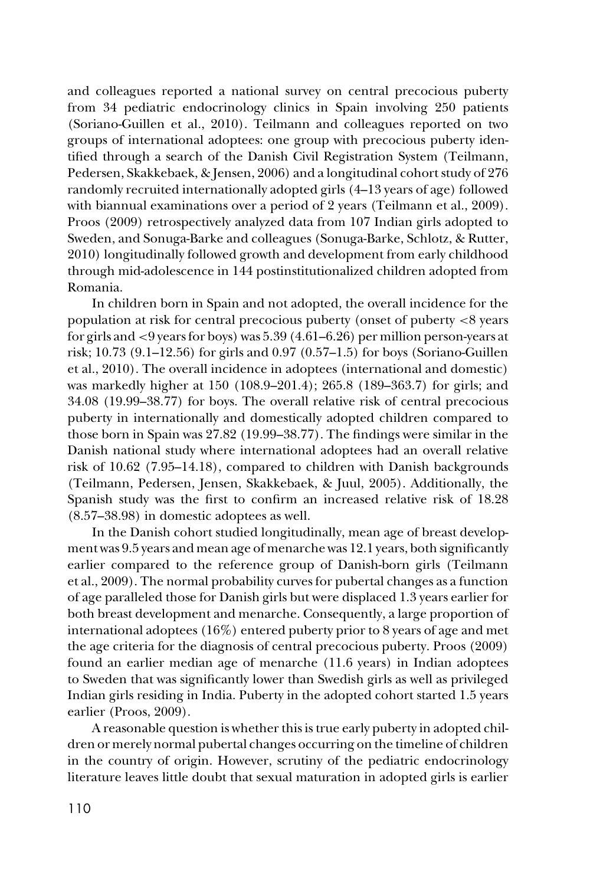and colleagues reported a national survey on central precocious puberty from 34 pediatric endocrinology clinics in Spain involving 250 patients (Soriano-Guillen et al., 2010). Teilmann and colleagues reported on two groups of international adoptees: one group with precocious puberty identified through a search of the Danish Civil Registration System (Teilmann, Pedersen, Skakkebaek, & Jensen, 2006) and a longitudinal cohort study of 276 randomly recruited internationally adopted girls (4–13 years of age) followed with biannual examinations over a period of 2 years (Teilmann et al., 2009). Proos (2009) retrospectively analyzed data from 107 Indian girls adopted to Sweden, and Sonuga-Barke and colleagues (Sonuga-Barke, Schlotz, & Rutter, 2010) longitudinally followed growth and development from early childhood through mid-adolescence in 144 postinstitutionalized children adopted from Romania.

In children born in Spain and not adopted, the overall incidence for the population at risk for central precocious puberty (onset of puberty <8 years for girls and <9 years for boys) was 5.39 (4.61–6.26) per million person-years at risk; 10.73 (9.1–12.56) for girls and 0.97 (0.57–1.5) for boys (Soriano-Guillen et al., 2010). The overall incidence in adoptees (international and domestic) was markedly higher at 150 (108.9–201.4); 265.8 (189–363.7) for girls; and 34.08 (19.99–38.77) for boys. The overall relative risk of central precocious puberty in internationally and domestically adopted children compared to those born in Spain was 27.82 (19.99–38.77). The findings were similar in the Danish national study where international adoptees had an overall relative risk of 10.62 (7.95–14.18), compared to children with Danish backgrounds (Teilmann, Pedersen, Jensen, Skakkebaek, & Juul, 2005). Additionally, the Spanish study was the first to confirm an increased relative risk of 18.28 (8.57–38.98) in domestic adoptees as well.

In the Danish cohort studied longitudinally, mean age of breast development was 9.5 years and mean age of menarche was 12.1 years, both significantly earlier compared to the reference group of Danish-born girls (Teilmann et al., 2009). The normal probability curves for pubertal changes as a function of age paralleled those for Danish girls but were displaced 1.3 years earlier for both breast development and menarche. Consequently, a large proportion of international adoptees (16%) entered puberty prior to 8 years of age and met the age criteria for the diagnosis of central precocious puberty. Proos (2009) found an earlier median age of menarche (11.6 years) in Indian adoptees to Sweden that was significantly lower than Swedish girls as well as privileged Indian girls residing in India. Puberty in the adopted cohort started 1.5 years earlier (Proos, 2009).

A reasonable question is whether this is true early puberty in adopted children or merely normal pubertal changes occurring on the timeline of children in the country of origin. However, scrutiny of the pediatric endocrinology literature leaves little doubt that sexual maturation in adopted girls is earlier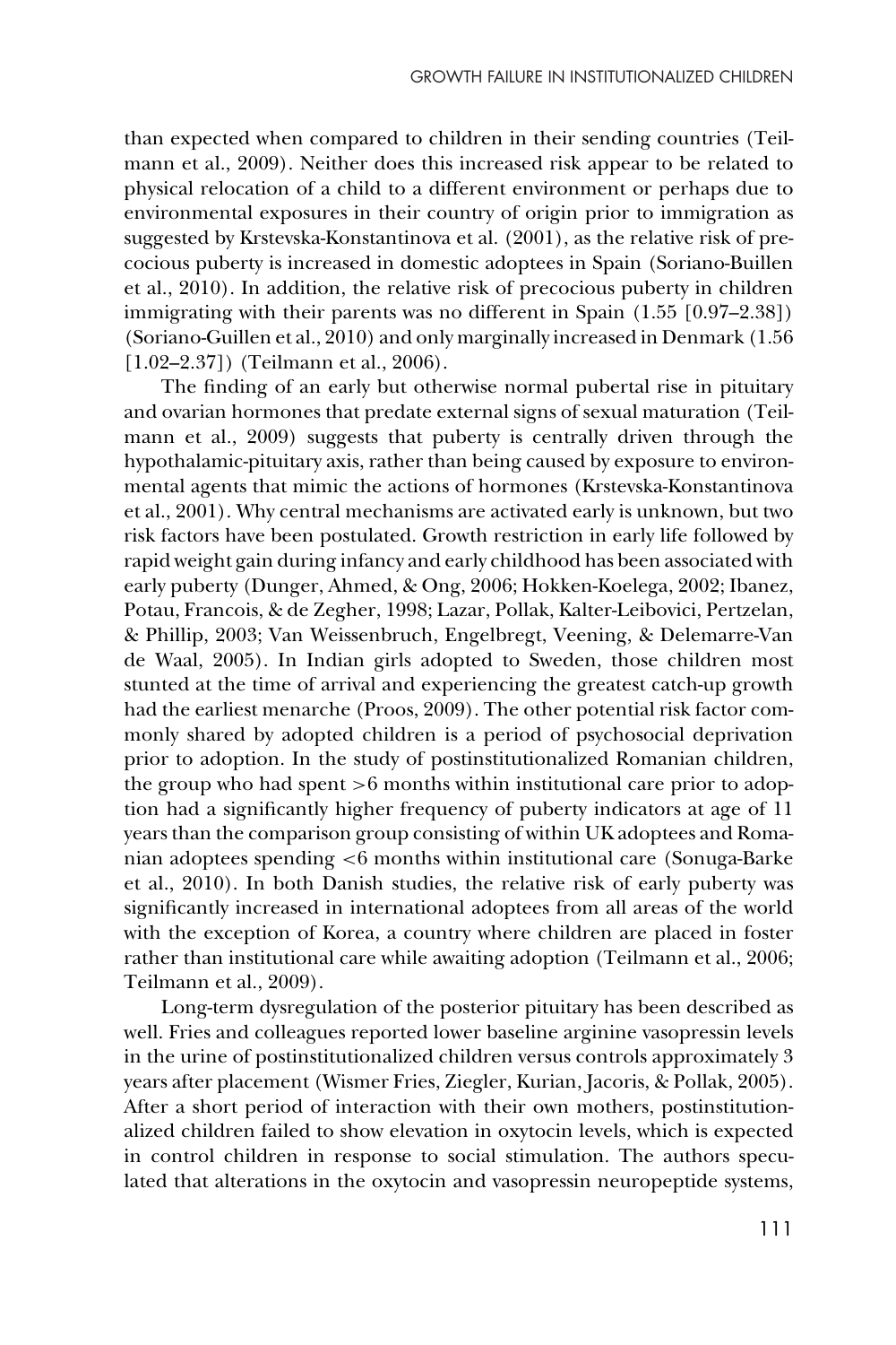than expected when compared to children in their sending countries (Teilmann et al., 2009). Neither does this increased risk appear to be related to physical relocation of a child to a different environment or perhaps due to environmental exposures in their country of origin prior to immigration as suggested by Krstevska-Konstantinova et al. (2001), as the relative risk of precocious puberty is increased in domestic adoptees in Spain (Soriano-Buillen et al., 2010). In addition, the relative risk of precocious puberty in children immigrating with their parents was no different in Spain (1.55 [0.97–2.38]) (Soriano-Guillen et al., 2010) and only marginally increased in Denmark (1.56 [1.02–2.37]) (Teilmann et al., 2006).

The finding of an early but otherwise normal pubertal rise in pituitary and ovarian hormones that predate external signs of sexual maturation (Teilmann et al., 2009) suggests that puberty is centrally driven through the hypothalamic-pituitary axis, rather than being caused by exposure to environmental agents that mimic the actions of hormones (Krstevska-Konstantinova et al., 2001). Why central mechanisms are activated early is unknown, but two risk factors have been postulated. Growth restriction in early life followed by rapid weight gain during infancy and early childhood has been associated with early puberty (Dunger, Ahmed, & Ong, 2006; Hokken-Koelega, 2002; Ibanez, Potau, Francois, & de Zegher, 1998; Lazar, Pollak, Kalter-Leibovici, Pertzelan, & Phillip, 2003; Van Weissenbruch, Engelbregt, Veening, & Delemarre-Van de Waal, 2005). In Indian girls adopted to Sweden, those children most stunted at the time of arrival and experiencing the greatest catch-up growth had the earliest menarche (Proos, 2009). The other potential risk factor commonly shared by adopted children is a period of psychosocial deprivation prior to adoption. In the study of postinstitutionalized Romanian children, the group who had spent >6 months within institutional care prior to adoption had a significantly higher frequency of puberty indicators at age of 11 years than the comparison group consisting of within UK adoptees and Romanian adoptees spending <6 months within institutional care (Sonuga-Barke et al., 2010). In both Danish studies, the relative risk of early puberty was significantly increased in international adoptees from all areas of the world with the exception of Korea, a country where children are placed in foster rather than institutional care while awaiting adoption (Teilmann et al., 2006; Teilmann et al., 2009).

Long-term dysregulation of the posterior pituitary has been described as well. Fries and colleagues reported lower baseline arginine vasopressin levels in the urine of postinstitutionalized children versus controls approximately 3 years after placement (Wismer Fries, Ziegler, Kurian, Jacoris, & Pollak, 2005). After a short period of interaction with their own mothers, postinstitutionalized children failed to show elevation in oxytocin levels, which is expected in control children in response to social stimulation. The authors speculated that alterations in the oxytocin and vasopressin neuropeptide systems,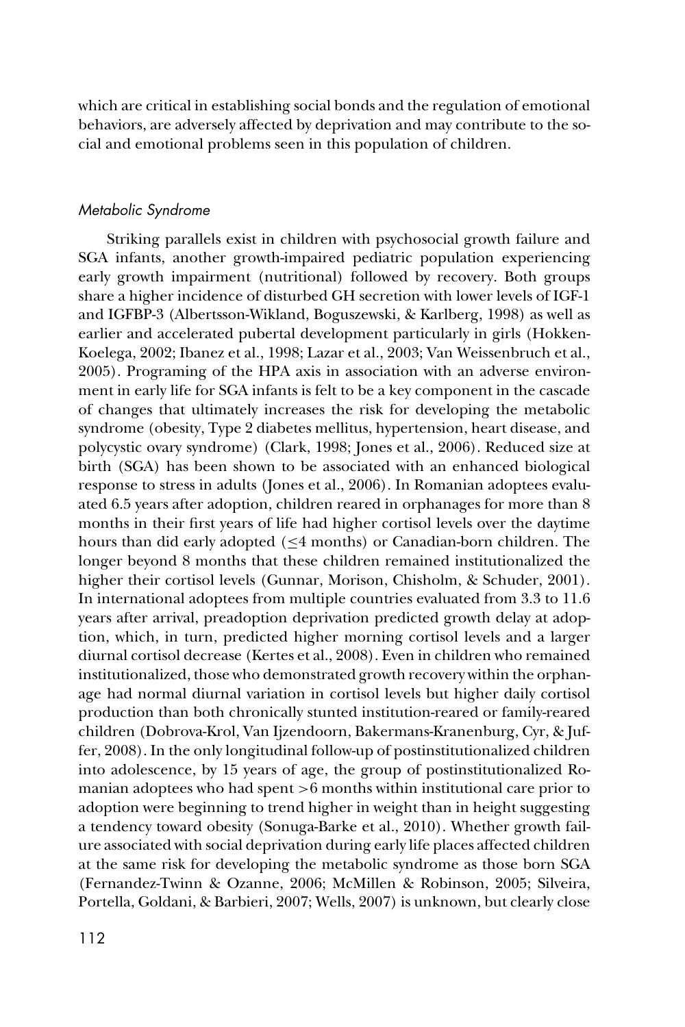which are critical in establishing social bonds and the regulation of emotional behaviors, are adversely affected by deprivation and may contribute to the social and emotional problems seen in this population of children.

### *Metabolic Syndrome*

Striking parallels exist in children with psychosocial growth failure and SGA infants, another growth-impaired pediatric population experiencing early growth impairment (nutritional) followed by recovery. Both groups share a higher incidence of disturbed GH secretion with lower levels of IGF-1 and IGFBP-3 (Albertsson-Wikland, Boguszewski, & Karlberg, 1998) as well as earlier and accelerated pubertal development particularly in girls (Hokken-Koelega, 2002; Ibanez et al., 1998; Lazar et al., 2003; Van Weissenbruch et al., 2005). Programing of the HPA axis in association with an adverse environment in early life for SGA infants is felt to be a key component in the cascade of changes that ultimately increases the risk for developing the metabolic syndrome (obesity, Type 2 diabetes mellitus, hypertension, heart disease, and polycystic ovary syndrome) (Clark, 1998; Jones et al., 2006). Reduced size at birth (SGA) has been shown to be associated with an enhanced biological response to stress in adults (Jones et al., 2006). In Romanian adoptees evaluated 6.5 years after adoption, children reared in orphanages for more than 8 months in their first years of life had higher cortisol levels over the daytime hours than did early adopted ($\leq$4 months) or Canadian-born children. The longer beyond 8 months that these children remained institutionalized the higher their cortisol levels (Gunnar, Morison, Chisholm, & Schuder, 2001). In international adoptees from multiple countries evaluated from 3.3 to 11.6 years after arrival, preadoption deprivation predicted growth delay at adoption, which, in turn, predicted higher morning cortisol levels and a larger diurnal cortisol decrease (Kertes et al., 2008). Even in children who remained institutionalized, those who demonstrated growth recovery within the orphanage had normal diurnal variation in cortisol levels but higher daily cortisol production than both chronically stunted institution-reared or family-reared children (Dobrova-Krol, Van Ijzendoorn, Bakermans-Kranenburg, Cyr, & Juffer, 2008). In the only longitudinal follow-up of postinstitutionalized children into adolescence, by 15 years of age, the group of postinstitutionalized Romanian adoptees who had spent >6 months within institutional care prior to adoption were beginning to trend higher in weight than in height suggesting a tendency toward obesity (Sonuga-Barke et al., 2010). Whether growth failure associated with social deprivation during early life places affected children at the same risk for developing the metabolic syndrome as those born SGA (Fernandez-Twinn & Ozanne, 2006; McMillen & Robinson, 2005; Silveira, Portella, Goldani, & Barbieri, 2007; Wells, 2007) is unknown, but clearly close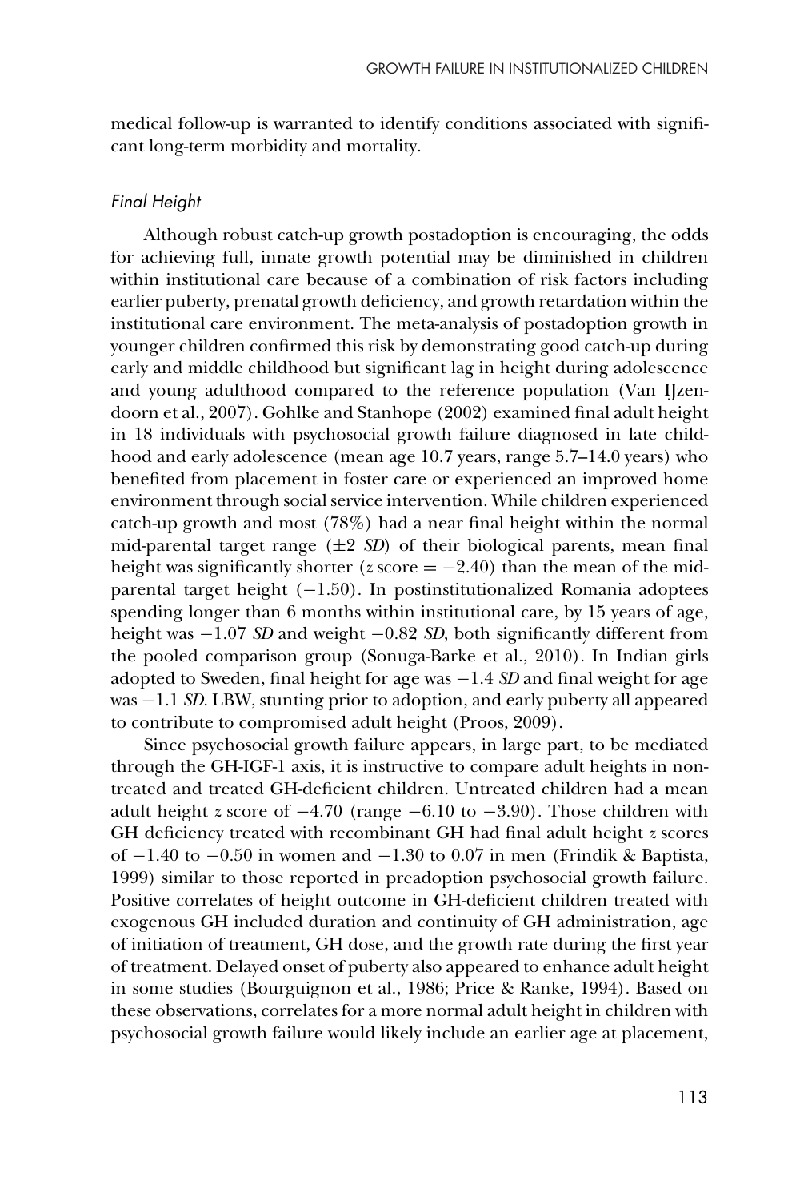medical follow-up is warranted to identify conditions associated with significant long-term morbidity and mortality.

### *Final Height*

Although robust catch-up growth postadoption is encouraging, the odds for achieving full, innate growth potential may be diminished in children within institutional care because of a combination of risk factors including earlier puberty, prenatal growth deficiency, and growth retardation within the institutional care environment. The meta-analysis of postadoption growth in younger children confirmed this risk by demonstrating good catch-up during early and middle childhood but significant lag in height during adolescence and young adulthood compared to the reference population (Van IJzendoorn et al., 2007). Gohlke and Stanhope (2002) examined final adult height in 18 individuals with psychosocial growth failure diagnosed in late childhood and early adolescence (mean age 10.7 years, range 5.7–14.0 years) who benefited from placement in foster care or experienced an improved home environment through social service intervention. While children experienced catch-up growth and most (78%) had a near final height within the normal mid-parental target range (±2 *SD*) of their biological parents, mean final height was significantly shorter ($z$ score = −2.40) than the mean of the mid-parental target height (−1.50). In postinstitutionalized Romania adoptees spending longer than 6 months within institutional care, by 15 years of age, height was −1.07 *SD* and weight −0.82 *SD*, both significantly different from the pooled comparison group (Sonuga-Barke et al., 2010). In Indian girls adopted to Sweden, final height for age was −1.4 *SD* and final weight for age was −1.1 *SD*. LBW, stunting prior to adoption, and early puberty all appeared to contribute to compromised adult height (Proos, 2009).

Since psychosocial growth failure appears, in large part, to be mediated through the GH-IGF-1 axis, it is instructive to compare adult heights in non-treated and treated GH-deficient children. Untreated children had a mean adult height $z$ score of −4.70 (range −6.10 to −3.90). Those children with GH deficiency treated with recombinant GH had final adult height $z$ scores of −1.40 to −0.50 in women and −1.30 to 0.07 in men (Frindik & Baptista, 1999) similar to those reported in preadoption psychosocial growth failure. Positive correlates of height outcome in GH-deficient children treated with exogenous GH included duration and continuity of GH administration, age of initiation of treatment, GH dose, and the growth rate during the first year of treatment. Delayed onset of puberty also appeared to enhance adult height in some studies (Bourguignon et al., 1986; Price & Ranke, 1994). Based on these observations, correlates for a more normal adult height in children with psychosocial growth failure would likely include an earlier age at placement,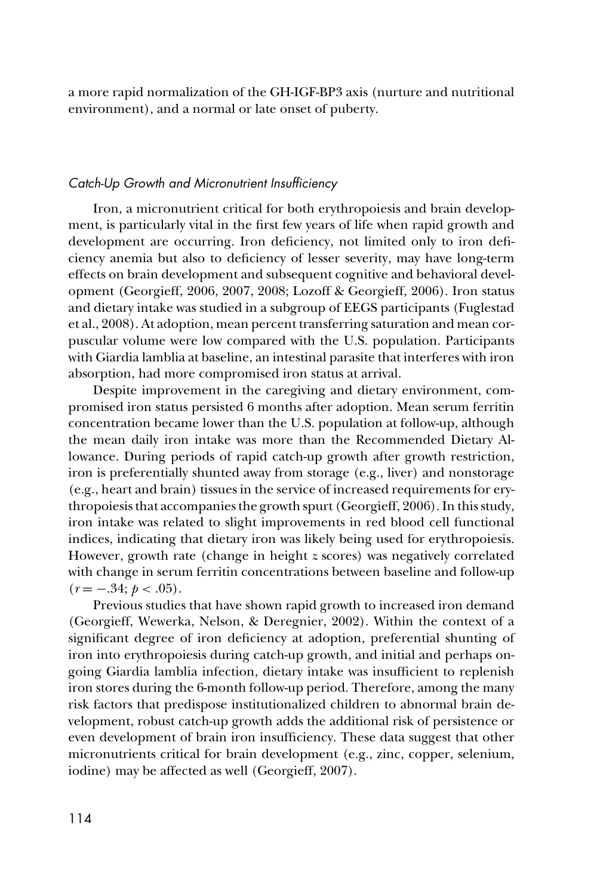a more rapid normalization of the GH-IGF-BP3 axis (nurture and nutritional environment), and a normal or late onset of puberty.

### *Catch-Up Growth and Micronutrient Insufficiency*

Iron, a micronutrient critical for both erythropoiesis and brain development, is particularly vital in the first few years of life when rapid growth and development are occurring. Iron deficiency, not limited only to iron deficiency anemia but also to deficiency of lesser severity, may have long-term effects on brain development and subsequent cognitive and behavioral development (Georgieff, 2006, 2007, 2008; Lozoff & Georgieff, 2006). Iron status and dietary intake was studied in a subgroup of EEGS participants (Fuglestad et al., 2008). At adoption, mean percent transferring saturation and mean corpuscular volume were low compared with the U.S. population. Participants with Giardia lamblia at baseline, an intestinal parasite that interferes with iron absorption, had more compromised iron status at arrival.

Despite improvement in the caregiving and dietary environment, compromised iron status persisted 6 months after adoption. Mean serum ferritin concentration became lower than the U.S. population at follow-up, although the mean daily iron intake was more than the Recommended Dietary Allowance. During periods of rapid catch-up growth after growth restriction, iron is preferentially shunted away from storage (e.g., liver) and nonstorage (e.g., heart and brain) tissues in the service of increased requirements for erythropoiesis that accompanies the growth spurt (Georgieff, 2006). In this study, iron intake was related to slight improvements in red blood cell functional indices, indicating that dietary iron was likely being used for erythropoiesis. However, growth rate (change in height $z$ scores) was negatively correlated with change in serum ferritin concentrations between baseline and follow-up ($r = -.34$; $p < .05$).

Previous studies that have shown rapid growth to increased iron demand (Georgieff, Wewerka, Nelson, & Deregnier, 2002). Within the context of a significant degree of iron deficiency at adoption, preferential shunting of iron into erythropoiesis during catch-up growth, and initial and perhaps ongoing Giardia lamblia infection, dietary intake was insufficient to replenish iron stores during the 6-month follow-up period. Therefore, among the many risk factors that predispose institutionalized children to abnormal brain development, robust catch-up growth adds the additional risk of persistence or even development of brain iron insufficiency. These data suggest that other micronutrients critical for brain development (e.g., zinc, copper, selenium, iodine) may be affected as well (Georgieff, 2007).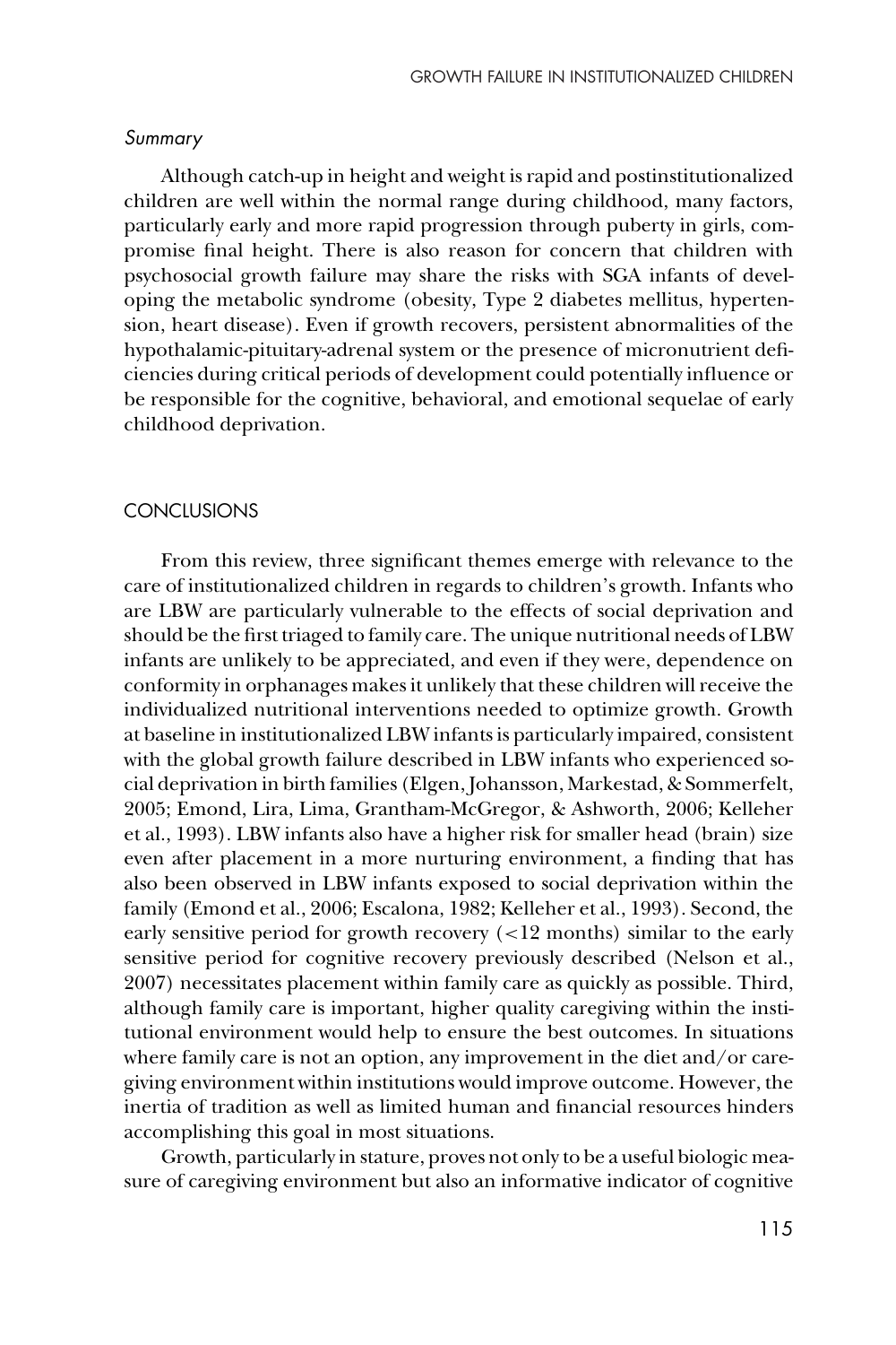### *Summary*

Although catch-up in height and weight is rapid and postinstitutionalized children are well within the normal range during childhood, many factors, particularly early and more rapid progression through puberty in girls, compromise final height. There is also reason for concern that children with psychosocial growth failure may share the risks with SGA infants of developing the metabolic syndrome (obesity, Type 2 diabetes mellitus, hypertension, heart disease). Even if growth recovers, persistent abnormalities of the hypothalamic-pituitary-adrenal system or the presence of micronutrient deficiencies during critical periods of development could potentially influence or be responsible for the cognitive, behavioral, and emotional sequelae of early childhood deprivation.

## CONCLUSIONS

From this review, three significant themes emerge with relevance to the care of institutionalized children in regards to children's growth. Infants who are LBW are particularly vulnerable to the effects of social deprivation and should be the first triaged to family care. The unique nutritional needs of LBW infants are unlikely to be appreciated, and even if they were, dependence on conformity in orphanages makes it unlikely that these children will receive the individualized nutritional interventions needed to optimize growth. Growth at baseline in institutionalized LBW infants is particularly impaired, consistent with the global growth failure described in LBW infants who experienced social deprivation in birth families (Elgen, Johansson, Markestad, & Sommerfelt, 2005; Emond, Lira, Lima, Grantham-McGregor, & Ashworth, 2006; Kelleher et al., 1993). LBW infants also have a higher risk for smaller head (brain) size even after placement in a more nurturing environment, a finding that has also been observed in LBW infants exposed to social deprivation within the family (Emond et al., 2006; Escalona, 1982; Kelleher et al., 1993). Second, the early sensitive period for growth recovery (<12 months) similar to the early sensitive period for cognitive recovery previously described (Nelson et al., 2007) necessitates placement within family care as quickly as possible. Third, although family care is important, higher quality caregiving within the institutional environment would help to ensure the best outcomes. In situations where family care is not an option, any improvement in the diet and/or caregiving environment within institutions would improve outcome. However, the inertia of tradition as well as limited human and financial resources hinders accomplishing this goal in most situations.

Growth, particularly in stature, proves not only to be a useful biologic measure of caregiving environment but also an informative indicator of cognitive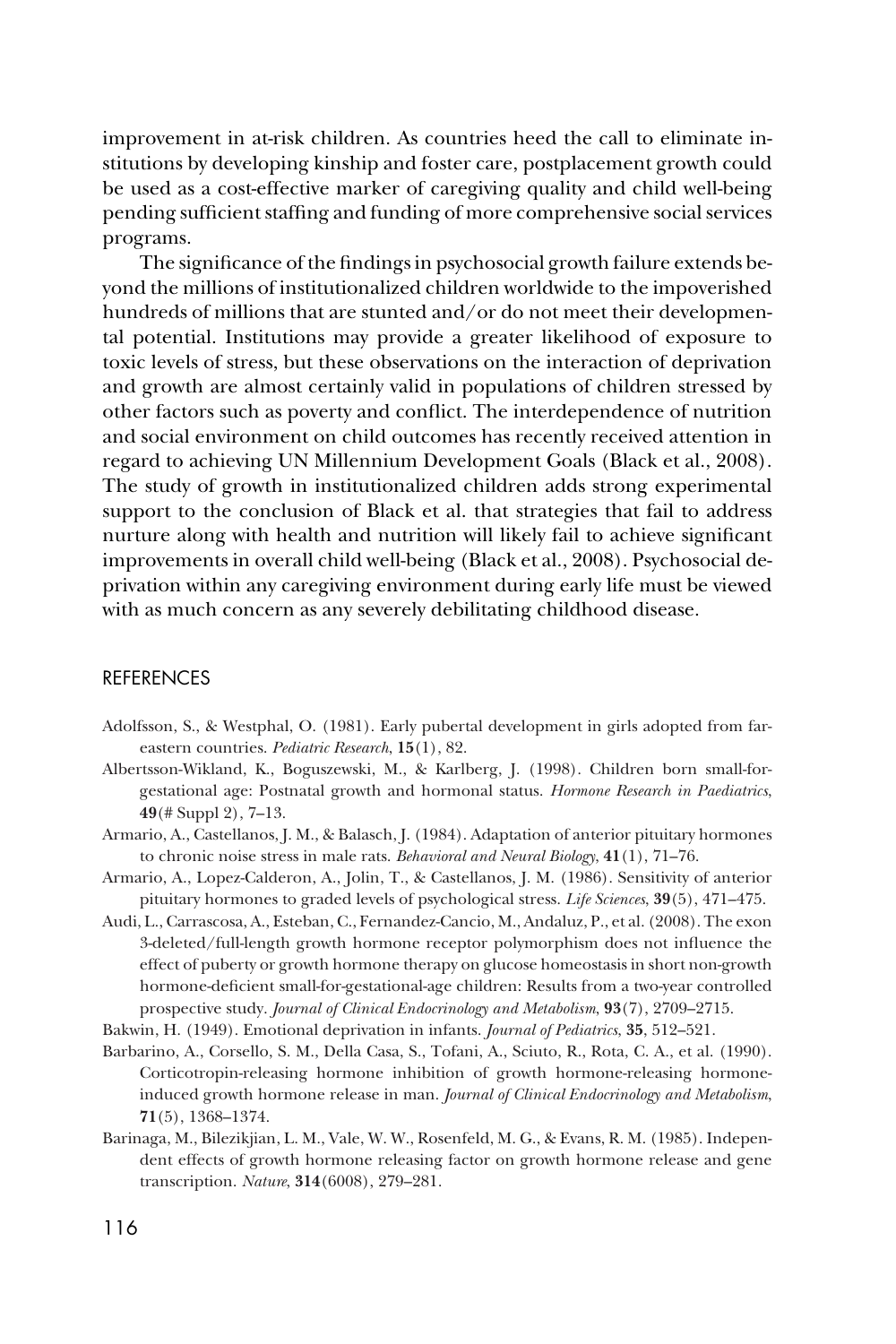improvement in at-risk children. As countries heed the call to eliminate institutions by developing kinship and foster care, postplacement growth could be used as a cost-effective marker of caregiving quality and child well-being pending sufficient staffing and funding of more comprehensive social services programs.

The significance of the findings in psychosocial growth failure extends beyond the millions of institutionalized children worldwide to the impoverished hundreds of millions that are stunted and/or do not meet their developmental potential. Institutions may provide a greater likelihood of exposure to toxic levels of stress, but these observations on the interaction of deprivation and growth are almost certainly valid in populations of children stressed by other factors such as poverty and conflict. The interdependence of nutrition and social environment on child outcomes has recently received attention in regard to achieving UN Millennium Development Goals (Black et al., 2008). The study of growth in institutionalized children adds strong experimental support to the conclusion of Black et al. that strategies that fail to address nurture along with health and nutrition will likely fail to achieve significant improvements in overall child well-being (Black et al., 2008). Psychosocial deprivation within any caregiving environment during early life must be viewed with as much concern as any severely debilitating childhood disease.

## REFERENCES

Adolfsson, S., & Westphal, O. (1981). Early pubertal development in girls adopted from far-eastern countries. *Pediatric Research*, **15**(1), 82.

Albertsson-Wikland, K., Boguszewski, M., & Karlberg, J. (1998). Children born small-for-gestational age: Postnatal growth and hormonal status. *Hormone Research in Paediatrics*, **49**(# Suppl 2), 7–13.

Armario, A., Castellanos, J. M., & Balasch, J. (1984). Adaptation of anterior pituitary hormones to chronic noise stress in male rats. *Behavioral and Neural Biology*, **41**(1), 71–76.

Armario, A., Lopez-Calderon, A., Jolin, T., & Castellanos, J. M. (1986). Sensitivity of anterior pituitary hormones to graded levels of psychological stress. *Life Sciences*, **39**(5), 471–475.

Audi, L., Carrascosa, A., Esteban, C., Fernandez-Cancio, M., Andaluz, P., et al. (2008). The exon 3-deleted/full-length growth hormone receptor polymorphism does not influence the effect of puberty or growth hormone therapy on glucose homeostasis in short non-growth hormone-deficient small-for-gestational-age children: Results from a two-year controlled prospective study. *Journal of Clinical Endocrinology and Metabolism*, **93**(7), 2709–2715.

Bakwin, H. (1949). Emotional deprivation in infants. *Journal of Pediatrics*, **35**, 512–521.

Barbarino, A., Corsello, S. M., Della Casa, S., Tofani, A., Sciuto, R., Rota, C. A., et al. (1990). Corticotropin-releasing hormone inhibition of growth hormone-releasing hormone-induced growth hormone release in man. *Journal of Clinical Endocrinology and Metabolism*, **71**(5), 1368–1374.

Barinaga, M., Bilezikjian, L. M., Vale, W. W., Rosenfeld, M. G., & Evans, R. M. (1985). Independent effects of growth hormone releasing factor on growth hormone release and gene transcription. *Nature*, **314**(6008), 279–281.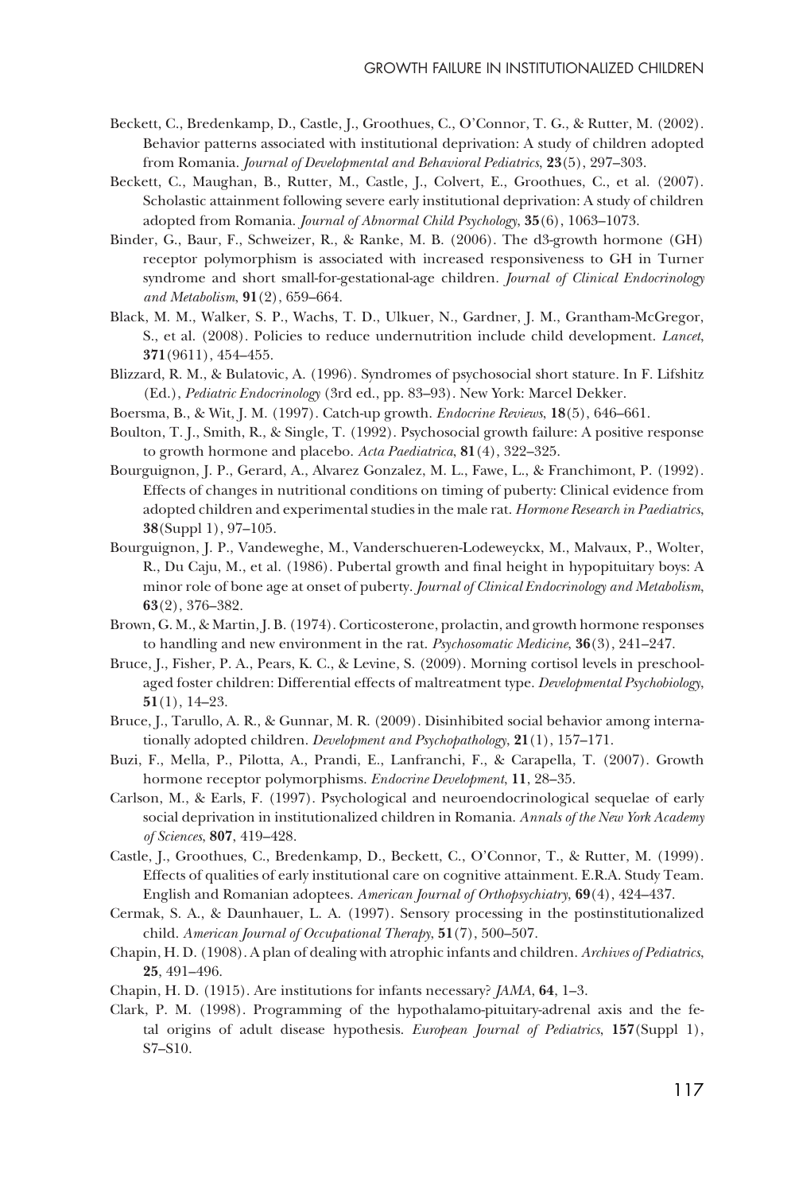Beckett, C., Bredenkamp, D., Castle, J., Groothues, C., O'Connor, T. G., & Rutter, M. (2002). Behavior patterns associated with institutional deprivation: A study of children adopted from Romania. *Journal of Developmental and Behavioral Pediatrics*, **23**(5), 297–303.

Beckett, C., Maughan, B., Rutter, M., Castle, J., Colvert, E., Groothues, C., et al. (2007). Scholastic attainment following severe early institutional deprivation: A study of children adopted from Romania. *Journal of Abnormal Child Psychology*, **35**(6), 1063–1073.

Binder, G., Baur, F., Schweizer, R., & Ranke, M. B. (2006). The d3-growth hormone (GH) receptor polymorphism is associated with increased responsiveness to GH in Turner syndrome and short small-for-gestational-age children. *Journal of Clinical Endocrinology and Metabolism*, **91**(2), 659–664.

Black, M. M., Walker, S. P., Wachs, T. D., Ulkuer, N., Gardner, J. M., Grantham-McGregor, S., et al. (2008). Policies to reduce undernutrition include child development. *Lancet*, **371**(9611), 454–455.

Blizzard, R. M., & Bulatovic, A. (1996). Syndromes of psychosocial short stature. In F. Lifshitz (Ed.), *Pediatric Endocrinology* (3rd ed., pp. 83–93). New York: Marcel Dekker.

Boersma, B., & Wit, J. M. (1997). Catch-up growth. *Endocrine Reviews*, **18**(5), 646–661.

Boulton, T. J., Smith, R., & Single, T. (1992). Psychosocial growth failure: A positive response to growth hormone and placebo. *Acta Paediatrica*, **81**(4), 322–325.

Bourguignon, J. P., Gerard, A., Alvarez Gonzalez, M. L., Fawe, L., & Franchimont, P. (1992). Effects of changes in nutritional conditions on timing of puberty: Clinical evidence from adopted children and experimental studies in the male rat. *Hormone Research in Paediatrics*, **38**(Suppl 1), 97–105.

Bourguignon, J. P., Vandeweghe, M., Vanderschueren-Lodeweyckx, M., Malvaux, P., Wolter, R., Du Caju, M., et al. (1986). Pubertal growth and final height in hypopituitary boys: A minor role of bone age at onset of puberty. *Journal of Clinical Endocrinology and Metabolism*, **63**(2), 376–382.

Brown, G. M., & Martin, J. B. (1974). Corticosterone, prolactin, and growth hormone responses to handling and new environment in the rat. *Psychosomatic Medicine*, **36**(3), 241–247.

Bruce, J., Fisher, P. A., Pears, K. C., & Levine, S. (2009). Morning cortisol levels in preschool-aged foster children: Differential effects of maltreatment type. *Developmental Psychobiology*, **51**(1), 14–23.

Bruce, J., Tarullo, A. R., & Gunnar, M. R. (2009). Disinhibited social behavior among internationally adopted children. *Development and Psychopathology*, **21**(1), 157–171.

Buzi, F., Mella, P., Pilotta, A., Prandi, E., Lanfranchi, F., & Carapella, T. (2007). Growth hormone receptor polymorphisms. *Endocrine Development*, **11**, 28–35.

Carlson, M., & Earls, F. (1997). Psychological and neuroendocrinological sequelae of early social deprivation in institutionalized children in Romania. *Annals of the New York Academy of Sciences*, **807**, 419–428.

Castle, J., Groothues, C., Bredenkamp, D., Beckett, C., O'Connor, T., & Rutter, M. (1999). Effects of qualities of early institutional care on cognitive attainment. E.R.A. Study Team. English and Romanian adoptees. *American Journal of Orthopsychiatry*, **69**(4), 424–437.

Cermak, S. A., & Daunhauer, L. A. (1997). Sensory processing in the postinstitutionalized child. *American Journal of Occupational Therapy*, **51**(7), 500–507.

Chapin, H. D. (1908). A plan of dealing with atrophic infants and children. *Archives of Pediatrics*, **25**, 491–496.

Chapin, H. D. (1915). Are institutions for infants necessary? *JAMA*, **64**, 1–3.

Clark, P. M. (1998). Programming of the hypothalamo-pituitary-adrenal axis and the fetal origins of adult disease hypothesis. *European Journal of Pediatrics*, **157**(Suppl 1), S7–S10.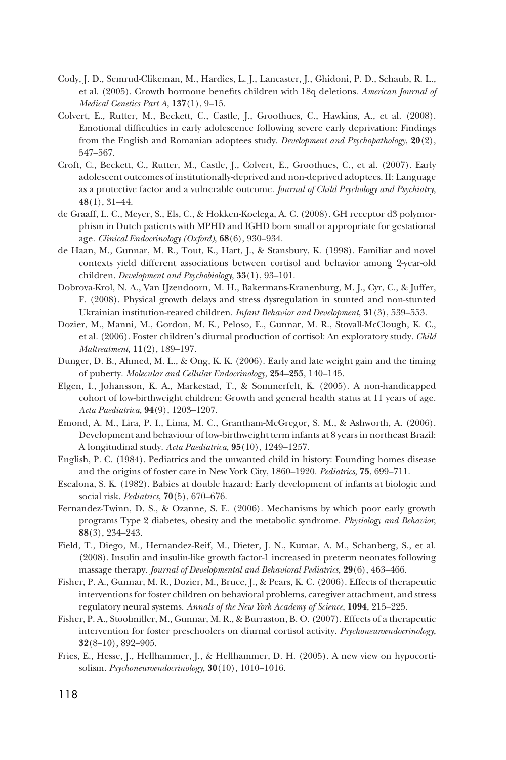Cody, J. D., Semrud-Clikeman, M., Hardies, L. J., Lancaster, J., Ghidoni, P. D., Schaub, R. L., et al. (2005). Growth hormone benefits children with 18q deletions. *American Journal of Medical Genetics Part A*, **137**(1), 9–15.

Colvert, E., Rutter, M., Beckett, C., Castle, J., Groothues, C., Hawkins, A., et al. (2008). Emotional difficulties in early adolescence following severe early deprivation: Findings from the English and Romanian adoptees study. *Development and Psychopathology*, **20**(2), 547–567.

Croft, C., Beckett, C., Rutter, M., Castle, J., Colvert, E., Groothues, C., et al. (2007). Early adolescent outcomes of institutionally-deprived and non-deprived adoptees. II: Language as a protective factor and a vulnerable outcome. *Journal of Child Psychology and Psychiatry*, **48**(1), 31–44.

de Graaff, L. C., Meyer, S., Els, C., & Hokken-Koelega, A. C. (2008). GH receptor d3 polymorphism in Dutch patients with MPHD and IGHD born small or appropriate for gestational age. *Clinical Endocrinology (Oxford)*, **68**(6), 930–934.

de Haan, M., Gunnar, M. R., Tout, K., Hart, J., & Stansbury, K. (1998). Familiar and novel contexts yield different associations between cortisol and behavior among 2-year-old children. *Development and Psychobiology*, **33**(1), 93–101.

Dobrova-Krol, N. A., Van IJzendoorn, M. H., Bakermans-Kranenburg, M. J., Cyr, C., & Juffer, F. (2008). Physical growth delays and stress dysregulation in stunted and non-stunted Ukrainian institution-reared children. *Infant Behavior and Development*, **31**(3), 539–553.

Dozier, M., Manni, M., Gordon, M. K., Peloso, E., Gunnar, M. R., Stovall-McClough, K. C., et al. (2006). Foster children's diurnal production of cortisol: An exploratory study. *Child Maltreatment*, **11**(2), 189–197.

Dunger, D. B., Ahmed, M. L., & Ong, K. K. (2006). Early and late weight gain and the timing of puberty. *Molecular and Cellular Endocrinology*, **254–255**, 140–145.

Elgen, I., Johansson, K. A., Markestad, T., & Sommerfelt, K. (2005). A non-handicapped cohort of low-birthweight children: Growth and general health status at 11 years of age. *Acta Paediatrica*, **94**(9), 1203–1207.

Emond, A. M., Lira, P. I., Lima, M. C., Grantham-McGregor, S. M., & Ashworth, A. (2006). Development and behaviour of low-birthweight term infants at 8 years in northeast Brazil: A longitudinal study. *Acta Paediatrica*, **95**(10), 1249–1257.

English, P. C. (1984). Pediatrics and the unwanted child in history: Founding homes disease and the origins of foster care in New York City, 1860–1920. *Pediatrics*, **75**, 699–711.

Escalona, S. K. (1982). Babies at double hazard: Early development of infants at biologic and social risk. *Pediatrics*, **70**(5), 670–676.

Fernandez-Twinn, D. S., & Ozanne, S. E. (2006). Mechanisms by which poor early growth programs Type 2 diabetes, obesity and the metabolic syndrome. *Physiology and Behavior*, **88**(3), 234–243.

Field, T., Diego, M., Hernandez-Reif, M., Dieter, J. N., Kumar, A. M., Schanberg, S., et al. (2008). Insulin and insulin-like growth factor-1 increased in preterm neonates following massage therapy. *Journal of Developmental and Behavioral Pediatrics*, **29**(6), 463–466.

Fisher, P. A., Gunnar, M. R., Dozier, M., Bruce, J., & Pears, K. C. (2006). Effects of therapeutic interventions for foster children on behavioral problems, caregiver attachment, and stress regulatory neural systems. *Annals of the New York Academy of Science*, **1094**, 215–225.

Fisher, P. A., Stoolmiller, M., Gunnar, M. R., & Burraston, B. O. (2007). Effects of a therapeutic intervention for foster preschoolers on diurnal cortisol activity. *Psychoneuroendocrinology*, **32**(8–10), 892–905.

Fries, E., Hesse, J., Hellhammer, J., & Hellhammer, D. H. (2005). A new view on hypocortisolism. *Psychoneuroendocrinology*, **30**(10), 1010–1016.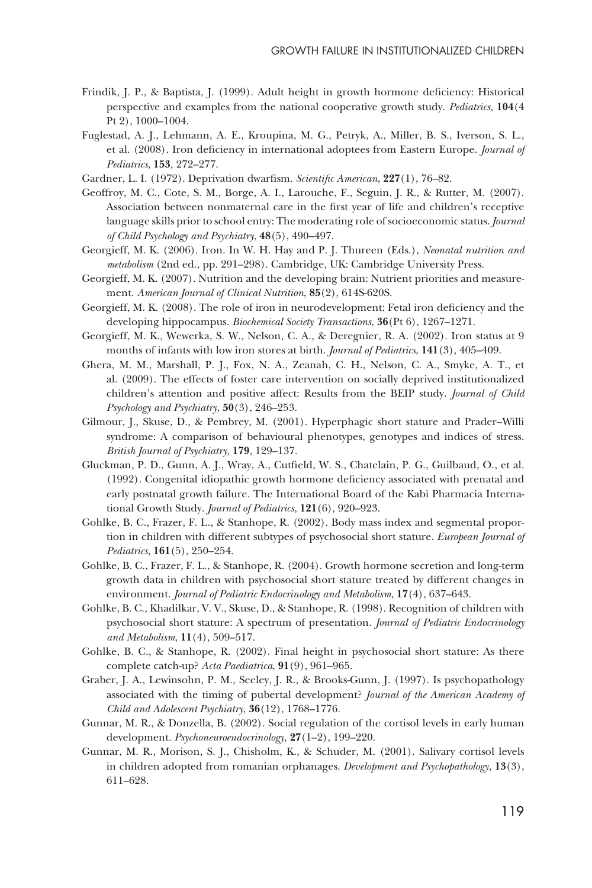Frindik, J. P., & Baptista, J. (1999). Adult height in growth hormone deficiency: Historical perspective and examples from the national cooperative growth study. *Pediatrics*, **104**(4 Pt 2), 1000–1004.

Fuglestad, A. J., Lehmann, A. E., Kroupina, M. G., Petryk, A., Miller, B. S., Iverson, S. L., et al. (2008). Iron deficiency in international adoptees from Eastern Europe. *Journal of Pediatrics*, **153**, 272–277.

Gardner, L. I. (1972). Deprivation dwarfism. *Scientific American*, **227**(1), 76–82.

Geoffroy, M. C., Cote, S. M., Borge, A. I., Larouche, F., Seguin, J. R., & Rutter, M. (2007). Association between nonmaternal care in the first year of life and children's receptive language skills prior to school entry: The moderating role of socioeconomic status. *Journal of Child Psychology and Psychiatry*, **48**(5), 490–497.

Georgieff, M. K. (2006). Iron. In W. H. Hay and P. J. Thureen (Eds.), *Neonatal nutrition and metabolism* (2nd ed., pp. 291–298). Cambridge, UK: Cambridge University Press.

Georgieff, M. K. (2007). Nutrition and the developing brain: Nutrient priorities and measurement. *American Journal of Clinical Nutrition*, **85**(2), 614S-620S.

Georgieff, M. K. (2008). The role of iron in neurodevelopment: Fetal iron deficiency and the developing hippocampus. *Biochemical Society Transactions*, **36**(Pt 6), 1267–1271.

Georgieff, M. K., Wewerka, S. W., Nelson, C. A., & Deregnier, R. A. (2002). Iron status at 9 months of infants with low iron stores at birth. *Journal of Pediatrics*, **141**(3), 405–409.

Ghera, M. M., Marshall, P. J., Fox, N. A., Zeanah, C. H., Nelson, C. A., Smyke, A. T., et al. (2009). The effects of foster care intervention on socially deprived institutionalized children's attention and positive affect: Results from the BEIP study. *Journal of Child Psychology and Psychiatry*, **50**(3), 246–253.

Gilmour, J., Skuse, D., & Pembrey, M. (2001). Hyperphagic short stature and Prader–Willi syndrome: A comparison of behavioural phenotypes, genotypes and indices of stress. *British Journal of Psychiatry*, **179**, 129–137.

Gluckman, P. D., Gunn, A. J., Wray, A., Cutfield, W. S., Chatelain, P. G., Guilbaud, O., et al. (1992). Congenital idiopathic growth hormone deficiency associated with prenatal and early postnatal growth failure. The International Board of the Kabi Pharmacia International Growth Study. *Journal of Pediatrics*, **121**(6), 920–923.

Gohlke, B. C., Frazer, F. L., & Stanhope, R. (2002). Body mass index and segmental proportion in children with different subtypes of psychosocial short stature. *European Journal of Pediatrics*, **161**(5), 250–254.

Gohlke, B. C., Frazer, F. L., & Stanhope, R. (2004). Growth hormone secretion and long-term growth data in children with psychosocial short stature treated by different changes in environment. *Journal of Pediatric Endocrinology and Metabolism*, **17**(4), 637–643.

Gohlke, B. C., Khadilkar, V. V., Skuse, D., & Stanhope, R. (1998). Recognition of children with psychosocial short stature: A spectrum of presentation. *Journal of Pediatric Endocrinology and Metabolism*, **11**(4), 509–517.

Gohlke, B. C., & Stanhope, R. (2002). Final height in psychosocial short stature: As there complete catch-up? *Acta Paediatrica*, **91**(9), 961–965.

Graber, J. A., Lewinsohn, P. M., Seeley, J. R., & Brooks-Gunn, J. (1997). Is psychopathology associated with the timing of pubertal development? *Journal of the American Academy of Child and Adolescent Psychiatry*, **36**(12), 1768–1776.

Gunnar, M. R., & Donzella, B. (2002). Social regulation of the cortisol levels in early human development. *Psychoneuroendocrinology*, **27**(1–2), 199–220.

Gunnar, M. R., Morison, S. J., Chisholm, K., & Schuder, M. (2001). Salivary cortisol levels in children adopted from romanian orphanages. *Development and Psychopathology*, **13**(3), 611–628.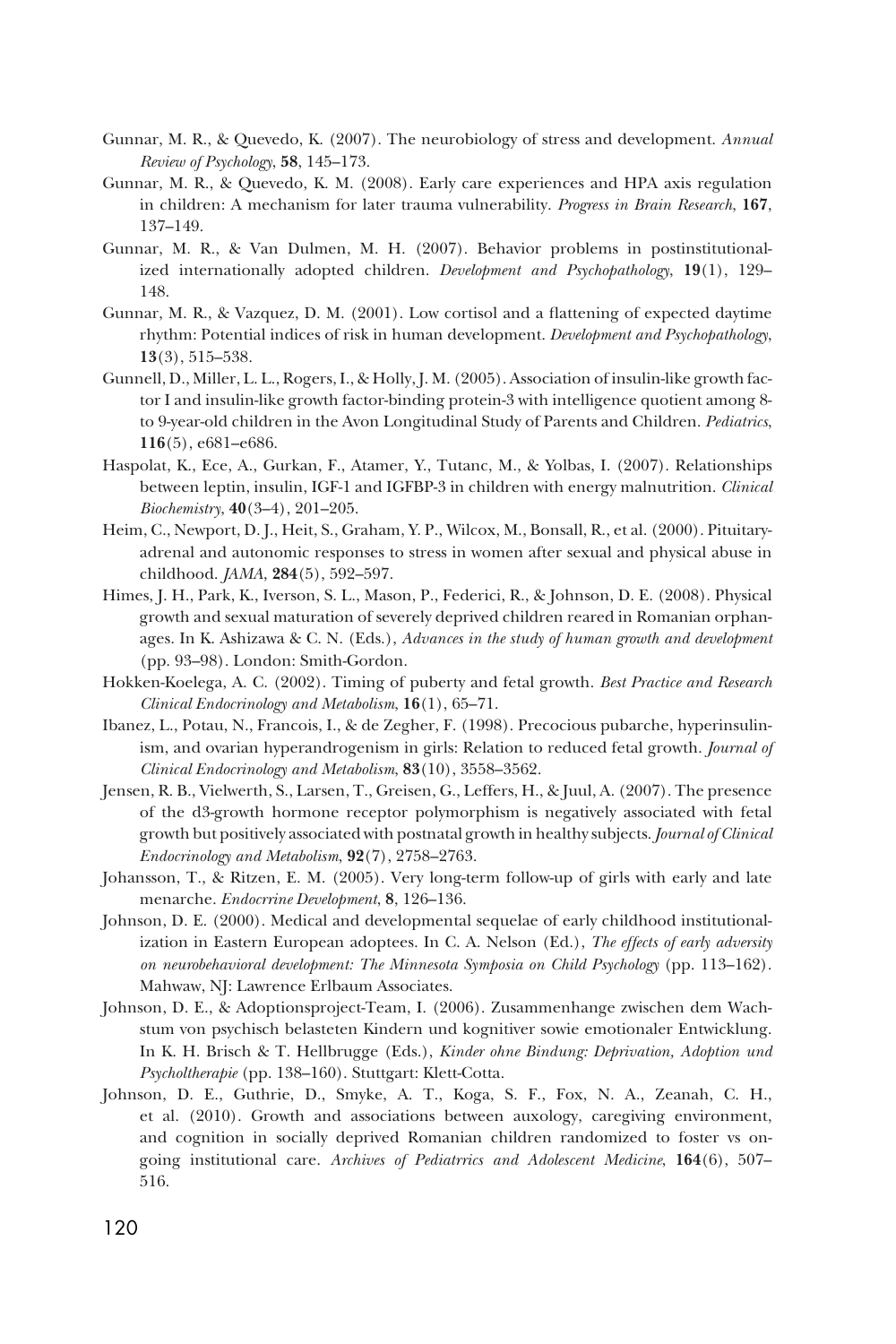Gunnar, M. R., & Quevedo, K. (2007). The neurobiology of stress and development. *Annual Review of Psychology*, **58**, 145–173.

Gunnar, M. R., & Quevedo, K. M. (2008). Early care experiences and HPA axis regulation in children: A mechanism for later trauma vulnerability. *Progress in Brain Research*, **167**, 137–149.

Gunnar, M. R., & Van Dulmen, M. H. (2007). Behavior problems in postinstitutionalized internationally adopted children. *Development and Psychopathology*, **19**(1), 129–148.

Gunnar, M. R., & Vazquez, D. M. (2001). Low cortisol and a flattening of expected daytime rhythm: Potential indices of risk in human development. *Development and Psychopathology*, **13**(3), 515–538.

Gunnell, D., Miller, L. L., Rogers, I., & Holly, J. M. (2005). Association of insulin-like growth factor I and insulin-like growth factor-binding protein-3 with intelligence quotient among 8- to 9-year-old children in the Avon Longitudinal Study of Parents and Children. *Pediatrics*, **116**(5), e681–e686.

Haspolat, K., Ece, A., Gurkan, F., Atamer, Y., Tutanc, M., & Yolbas, I. (2007). Relationships between leptin, insulin, IGF-1 and IGFBP-3 in children with energy malnutrition. *Clinical Biochemistry*, **40**(3–4), 201–205.

Heim, C., Newport, D. J., Heit, S., Graham, Y. P., Wilcox, M., Bonsall, R., et al. (2000). Pituitary-adrenal and autonomic responses to stress in women after sexual and physical abuse in childhood. *JAMA*, **284**(5), 592–597.

Himes, J. H., Park, K., Iverson, S. L., Mason, P., Federici, R., & Johnson, D. E. (2008). Physical growth and sexual maturation of severely deprived children reared in Romanian orphanages. In K. Ashizawa & C. N. (Eds.), *Advances in the study of human growth and development* (pp. 93–98). London: Smith-Gordon.

Hokken-Koelega, A. C. (2002). Timing of puberty and fetal growth. *Best Practice and Research Clinical Endocrinology and Metabolism*, **16**(1), 65–71.

Ibanez, L., Potau, N., Francois, I., & de Zegher, F. (1998). Precocious pubarche, hyperinsulinism, and ovarian hyperandrogenism in girls: Relation to reduced fetal growth. *Journal of Clinical Endocrinology and Metabolism*, **83**(10), 3558–3562.

Jensen, R. B., Vielwerth, S., Larsen, T., Greisen, G., Leffers, H., & Juul, A. (2007). The presence of the d3-growth hormone receptor polymorphism is negatively associated with fetal growth but positively associated with postnatal growth in healthy subjects. *Journal of Clinical Endocrinology and Metabolism*, **92**(7), 2758–2763.

Johansson, T., & Ritzen, E. M. (2005). Very long-term follow-up of girls with early and late menarche. *Endocrrine Development*, **8**, 126–136.

Johnson, D. E. (2000). Medical and developmental sequelae of early childhood institutionalization in Eastern European adoptees. In C. A. Nelson (Ed.), *The effects of early adversity on neurobehavioral development: The Minnesota Symposia on Child Psychology* (pp. 113–162). Mahwaw, NJ: Lawrence Erlbaum Associates.

Johnson, D. E., & Adoptionsproject-Team, I. (2006). Zusammenhange zwischen dem Wachstum von psychisch belasteten Kindern und kognitiver sowie emotionaler Entwicklung. In K. H. Brisch & T. Hellbrugge (Eds.), *Kinder ohne Bindung: Deprivation, Adoption und Psycholtherapie* (pp. 138–160). Stuttgart: Klett-Cotta.

Johnson, D. E., Guthrie, D., Smyke, A. T., Koga, S. F., Fox, N. A., Zeanah, C. H., et al. (2010). Growth and associations between auxology, caregiving environment, and cognition in socially deprived Romanian children randomized to foster vs ongoing institutional care. *Archives of Pediatrrics and Adolescent Medicine*, **164**(6), 507–516.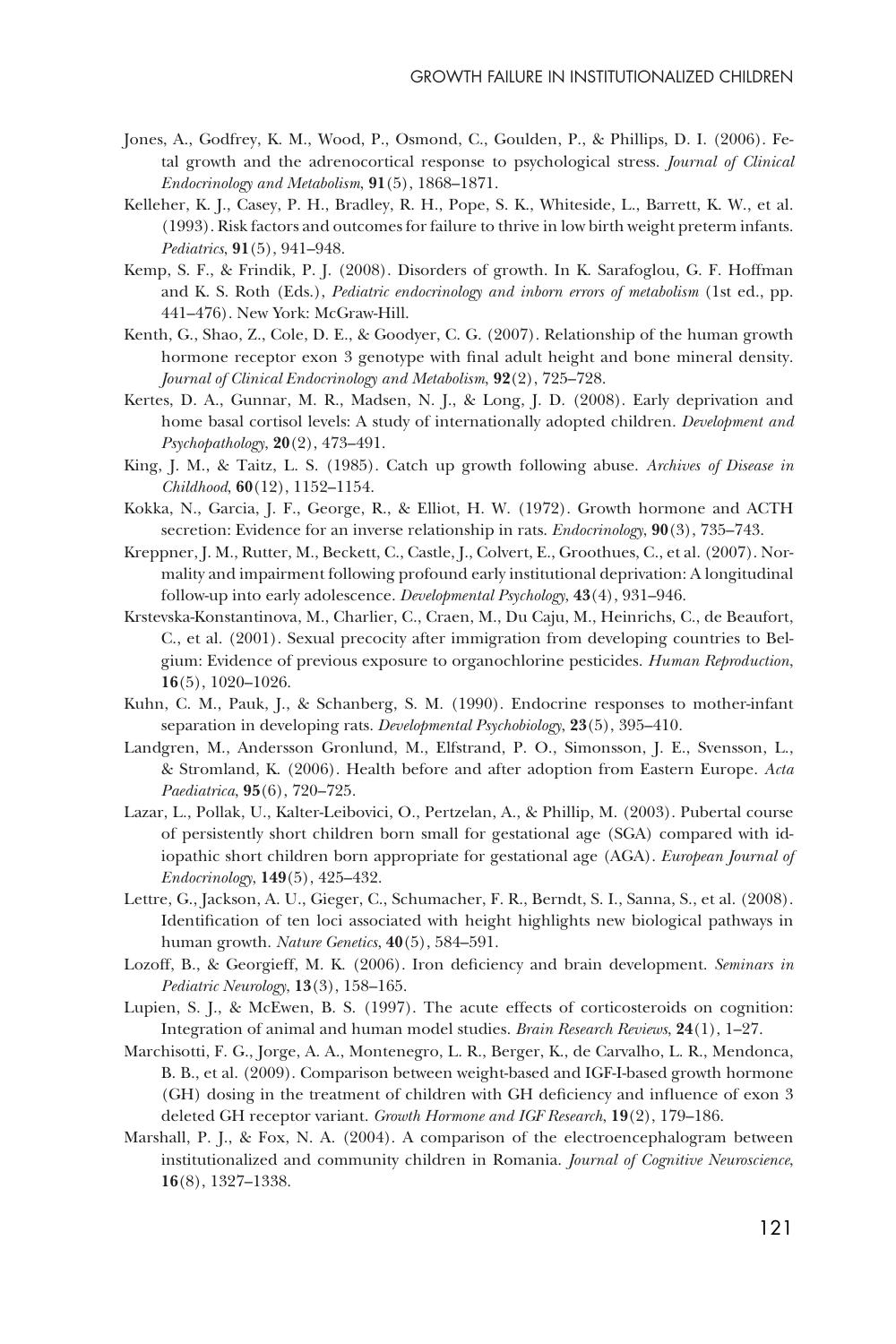Jones, A., Godfrey, K. M., Wood, P., Osmond, C., Goulden, P., & Phillips, D. I. (2006). Fetal growth and the adrenocortical response to psychological stress. *Journal of Clinical Endocrinology and Metabolism*, **91**(5), 1868–1871.

Kelleher, K. J., Casey, P. H., Bradley, R. H., Pope, S. K., Whiteside, L., Barrett, K. W., et al. (1993). Risk factors and outcomes for failure to thrive in low birth weight preterm infants. *Pediatrics*, **91**(5), 941–948.

Kemp, S. F., & Frindik, P. J. (2008). Disorders of growth. In K. Sarafoglou, G. F. Hoffman and K. S. Roth (Eds.), *Pediatric endocrinology and inborn errors of metabolism* (1st ed., pp. 441–476). New York: McGraw-Hill.

Kenth, G., Shao, Z., Cole, D. E., & Goodyer, C. G. (2007). Relationship of the human growth hormone receptor exon 3 genotype with final adult height and bone mineral density. *Journal of Clinical Endocrinology and Metabolism*, **92**(2), 725–728.

Kertes, D. A., Gunnar, M. R., Madsen, N. J., & Long, J. D. (2008). Early deprivation and home basal cortisol levels: A study of internationally adopted children. *Development and Psychopathology*, **20**(2), 473–491.

King, J. M., & Taitz, L. S. (1985). Catch up growth following abuse. *Archives of Disease in Childhood*, **60**(12), 1152–1154.

Kokka, N., Garcia, J. F., George, R., & Elliot, H. W. (1972). Growth hormone and ACTH secretion: Evidence for an inverse relationship in rats. *Endocrinology*, **90**(3), 735–743.

Kreppner, J. M., Rutter, M., Beckett, C., Castle, J., Colvert, E., Groothues, C., et al. (2007). Normality and impairment following profound early institutional deprivation: A longitudinal follow-up into early adolescence. *Developmental Psychology*, **43**(4), 931–946.

Krstevska-Konstantinova, M., Charlier, C., Craen, M., Du Caju, M., Heinrichs, C., de Beaufort, C., et al. (2001). Sexual precocity after immigration from developing countries to Belgium: Evidence of previous exposure to organochlorine pesticides. *Human Reproduction*, **16**(5), 1020–1026.

Kuhn, C. M., Pauk, J., & Schanberg, S. M. (1990). Endocrine responses to mother-infant separation in developing rats. *Developmental Psychobiology*, **23**(5), 395–410.

Landgren, M., Andersson Gronlund, M., Elfstrand, P. O., Simonsson, J. E., Svensson, L., & Stromland, K. (2006). Health before and after adoption from Eastern Europe. *Acta Paediatrica*, **95**(6), 720–725.

Lazar, L., Pollak, U., Kalter-Leibovici, O., Pertzelan, A., & Phillip, M. (2003). Pubertal course of persistently short children born small for gestational age (SGA) compared with idiopathic short children born appropriate for gestational age (AGA). *European Journal of Endocrinology*, **149**(5), 425–432.

Lettre, G., Jackson, A. U., Gieger, C., Schumacher, F. R., Berndt, S. I., Sanna, S., et al. (2008). Identification of ten loci associated with height highlights new biological pathways in human growth. *Nature Genetics*, **40**(5), 584–591.

Lozoff, B., & Georgieff, M. K. (2006). Iron deficiency and brain development. *Seminars in Pediatric Neurology*, **13**(3), 158–165.

Lupien, S. J., & McEwen, B. S. (1997). The acute effects of corticosteroids on cognition: Integration of animal and human model studies. *Brain Research Reviews*, **24**(1), 1–27.

Marchisotti, F. G., Jorge, A. A., Montenegro, L. R., Berger, K., de Carvalho, L. R., Mendonca, B. B., et al. (2009). Comparison between weight-based and IGF-I-based growth hormone (GH) dosing in the treatment of children with GH deficiency and influence of exon 3 deleted GH receptor variant. *Growth Hormone and IGF Research*, **19**(2), 179–186.

Marshall, P. J., & Fox, N. A. (2004). A comparison of the electroencephalogram between institutionalized and community children in Romania. *Journal of Cognitive Neuroscience*, **16**(8), 1327–1338.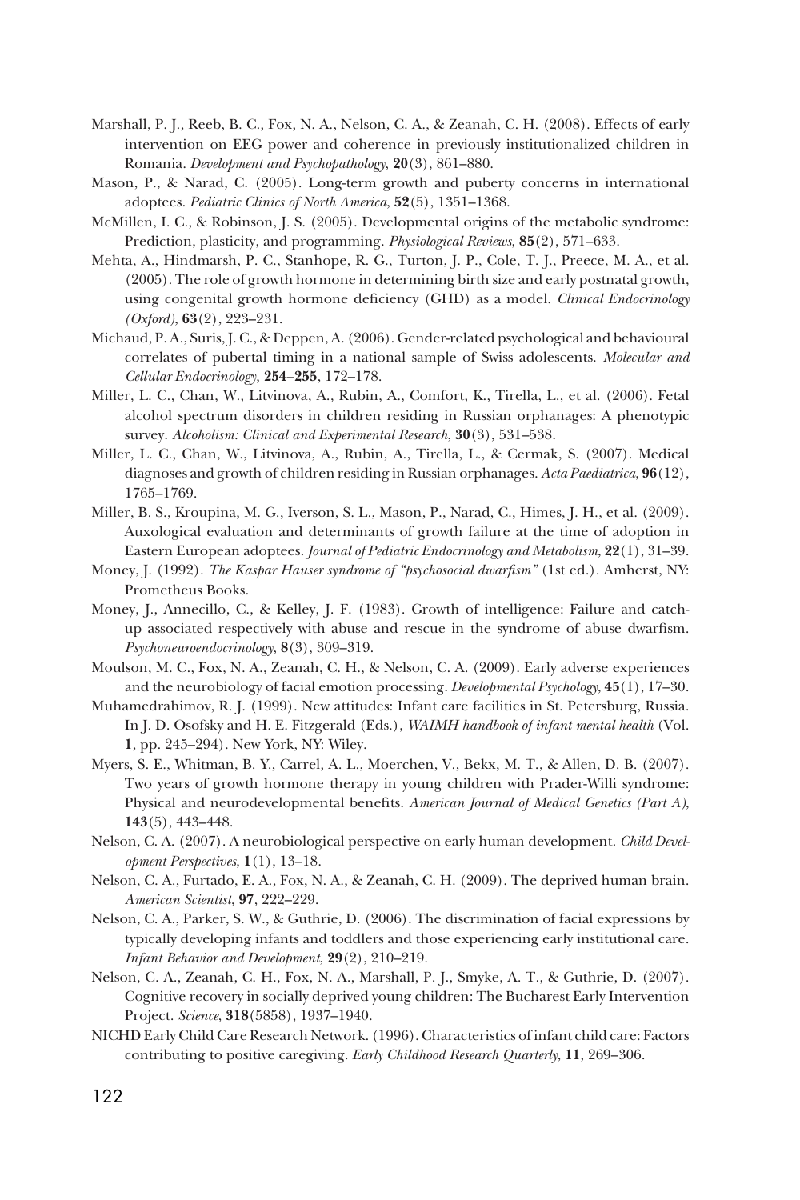Marshall, P. J., Reeb, B. C., Fox, N. A., Nelson, C. A., & Zeanah, C. H. (2008). Effects of early intervention on EEG power and coherence in previously institutionalized children in Romania. *Development and Psychopathology*, **20**(3), 861–880.

Mason, P., & Narad, C. (2005). Long-term growth and puberty concerns in international adoptees. *Pediatric Clinics of North America*, **52**(5), 1351–1368.

McMillen, I. C., & Robinson, J. S. (2005). Developmental origins of the metabolic syndrome: Prediction, plasticity, and programming. *Physiological Reviews*, **85**(2), 571–633.

Mehta, A., Hindmarsh, P. C., Stanhope, R. G., Turton, J. P., Cole, T. J., Preece, M. A., et al. (2005). The role of growth hormone in determining birth size and early postnatal growth, using congenital growth hormone deficiency (GHD) as a model. *Clinical Endocrinology (Oxford)*, **63**(2), 223–231.

Michaud, P. A., Suris, J. C., & Deppen, A. (2006). Gender-related psychological and behavioural correlates of pubertal timing in a national sample of Swiss adolescents. *Molecular and Cellular Endocrinology*, **254–255**, 172–178.

Miller, L. C., Chan, W., Litvinova, A., Rubin, A., Comfort, K., Tirella, L., et al. (2006). Fetal alcohol spectrum disorders in children residing in Russian orphanages: A phenotypic survey. *Alcoholism: Clinical and Experimental Research*, **30**(3), 531–538.

Miller, L. C., Chan, W., Litvinova, A., Rubin, A., Tirella, L., & Cermak, S. (2007). Medical diagnoses and growth of children residing in Russian orphanages. *Acta Paediatrica*, **96**(12), 1765–1769.

Miller, B. S., Kroupina, M. G., Iverson, S. L., Mason, P., Narad, C., Himes, J. H., et al. (2009). Auxological evaluation and determinants of growth failure at the time of adoption in Eastern European adoptees. *Journal of Pediatric Endocrinology and Metabolism*, **22**(1), 31–39.

Money, J. (1992). *The Kaspar Hauser syndrome of "psychosocial dwarfism"* (1st ed.). Amherst, NY: Prometheus Books.

Money, J., Annecillo, C., & Kelley, J. F. (1983). Growth of intelligence: Failure and catch-up associated respectively with abuse and rescue in the syndrome of abuse dwarfism. *Psychoneuroendocrinology*, **8**(3), 309–319.

Moulson, M. C., Fox, N. A., Zeanah, C. H., & Nelson, C. A. (2009). Early adverse experiences and the neurobiology of facial emotion processing. *Developmental Psychology*, **45**(1), 17–30.

Muhamedrahimov, R. J. (1999). New attitudes: Infant care facilities in St. Petersburg, Russia. In J. D. Osofsky and H. E. Fitzgerald (Eds.), *WAIMH handbook of infant mental health* (Vol. **1**, pp. 245–294). New York, NY: Wiley.

Myers, S. E., Whitman, B. Y., Carrel, A. L., Moerchen, V., Bekx, M. T., & Allen, D. B. (2007). Two years of growth hormone therapy in young children with Prader-Willi syndrome: Physical and neurodevelopmental benefits. *American Journal of Medical Genetics (Part A)*, **143**(5), 443–448.

Nelson, C. A. (2007). A neurobiological perspective on early human development. *Child Development Perspectives*, **1**(1), 13–18.

Nelson, C. A., Furtado, E. A., Fox, N. A., & Zeanah, C. H. (2009). The deprived human brain. *American Scientist*, **97**, 222–229.

Nelson, C. A., Parker, S. W., & Guthrie, D. (2006). The discrimination of facial expressions by typically developing infants and toddlers and those experiencing early institutional care. *Infant Behavior and Development*, **29**(2), 210–219.

Nelson, C. A., Zeanah, C. H., Fox, N. A., Marshall, P. J., Smyke, A. T., & Guthrie, D. (2007). Cognitive recovery in socially deprived young children: The Bucharest Early Intervention Project. *Science*, **318**(5858), 1937–1940.

NICHD Early Child Care Research Network. (1996). Characteristics of infant child care: Factors contributing to positive caregiving. *Early Childhood Research Quarterly*, **11**, 269–306.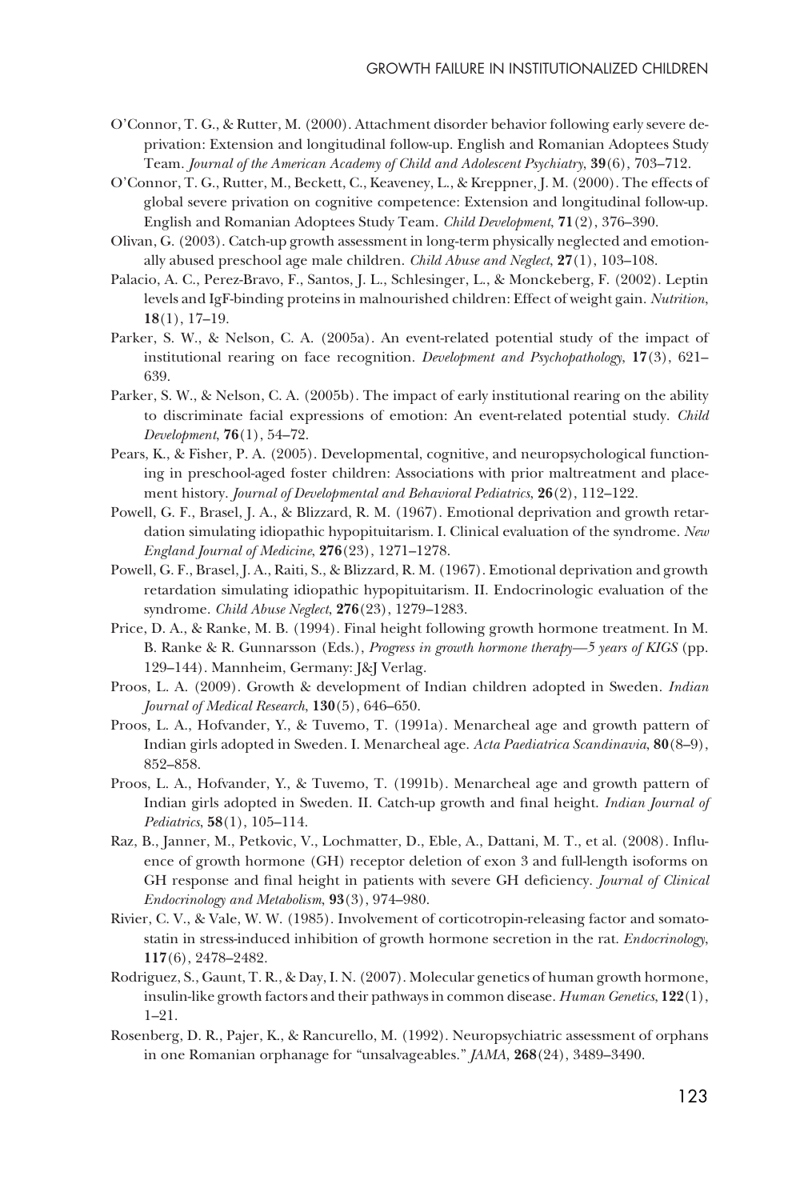O'Connor, T. G., & Rutter, M. (2000). Attachment disorder behavior following early severe deprivation: Extension and longitudinal follow-up. English and Romanian Adoptees Study Team. *Journal of the American Academy of Child and Adolescent Psychiatry*, **39**(6), 703–712.

O'Connor, T. G., Rutter, M., Beckett, C., Keaveney, L., & Kreppner, J. M. (2000). The effects of global severe privation on cognitive competence: Extension and longitudinal follow-up. English and Romanian Adoptees Study Team. *Child Development*, **71**(2), 376–390.

Olivan, G. (2003). Catch-up growth assessment in long-term physically neglected and emotionally abused preschool age male children. *Child Abuse and Neglect*, **27**(1), 103–108.

Palacio, A. C., Perez-Bravo, F., Santos, J. L., Schlesinger, L., & Monckeberg, F. (2002). Leptin levels and IgF-binding proteins in malnourished children: Effect of weight gain. *Nutrition*, **18**(1), 17–19.

Parker, S. W., & Nelson, C. A. (2005a). An event-related potential study of the impact of institutional rearing on face recognition. *Development and Psychopathology*, **17**(3), 621–639.

Parker, S. W., & Nelson, C. A. (2005b). The impact of early institutional rearing on the ability to discriminate facial expressions of emotion: An event-related potential study. *Child Development*, **76**(1), 54–72.

Pears, K., & Fisher, P. A. (2005). Developmental, cognitive, and neuropsychological functioning in preschool-aged foster children: Associations with prior maltreatment and placement history. *Journal of Developmental and Behavioral Pediatrics*, **26**(2), 112–122.

Powell, G. F., Brasel, J. A., & Blizzard, R. M. (1967). Emotional deprivation and growth retardation simulating idiopathic hypopituitarism. I. Clinical evaluation of the syndrome. *New England Journal of Medicine*, **276**(23), 1271–1278.

Powell, G. F., Brasel, J. A., Raiti, S., & Blizzard, R. M. (1967). Emotional deprivation and growth retardation simulating idiopathic hypopituitarism. II. Endocrinologic evaluation of the syndrome. *Child Abuse Neglect*, **276**(23), 1279–1283.

Price, D. A., & Ranke, M. B. (1994). Final height following growth hormone treatment. In M. B. Ranke & R. Gunnarsson (Eds.), *Progress in growth hormone therapy—5 years of KIGS* (pp. 129–144). Mannheim, Germany: J&J Verlag.

Proos, L. A. (2009). Growth & development of Indian children adopted in Sweden. *Indian Journal of Medical Research*, **130**(5), 646–650.

Proos, L. A., Hofvander, Y., & Tuvemo, T. (1991a). Menarcheal age and growth pattern of Indian girls adopted in Sweden. I. Menarcheal age. *Acta Paediatrica Scandinavia*, **80**(8–9), 852–858.

Proos, L. A., Hofvander, Y., & Tuvemo, T. (1991b). Menarcheal age and growth pattern of Indian girls adopted in Sweden. II. Catch-up growth and final height. *Indian Journal of Pediatrics*, **58**(1), 105–114.

Raz, B., Janner, M., Petkovic, V., Lochmatter, D., Eble, A., Dattani, M. T., et al. (2008). Influence of growth hormone (GH) receptor deletion of exon 3 and full-length isoforms on GH response and final height in patients with severe GH deficiency. *Journal of Clinical Endocrinology and Metabolism*, **93**(3), 974–980.

Rivier, C. V., & Vale, W. W. (1985). Involvement of corticotropin-releasing factor and somatostatin in stress-induced inhibition of growth hormone secretion in the rat. *Endocrinology*, **117**(6), 2478–2482.

Rodriguez, S., Gaunt, T. R., & Day, I. N. (2007). Molecular genetics of human growth hormone, insulin-like growth factors and their pathways in common disease. *Human Genetics*, **122**(1), 1–21.

Rosenberg, D. R., Pajer, K., & Rancurello, M. (1992). Neuropsychiatric assessment of orphans in one Romanian orphanage for "unsalvageables." *JAMA*, **268**(24), 3489–3490.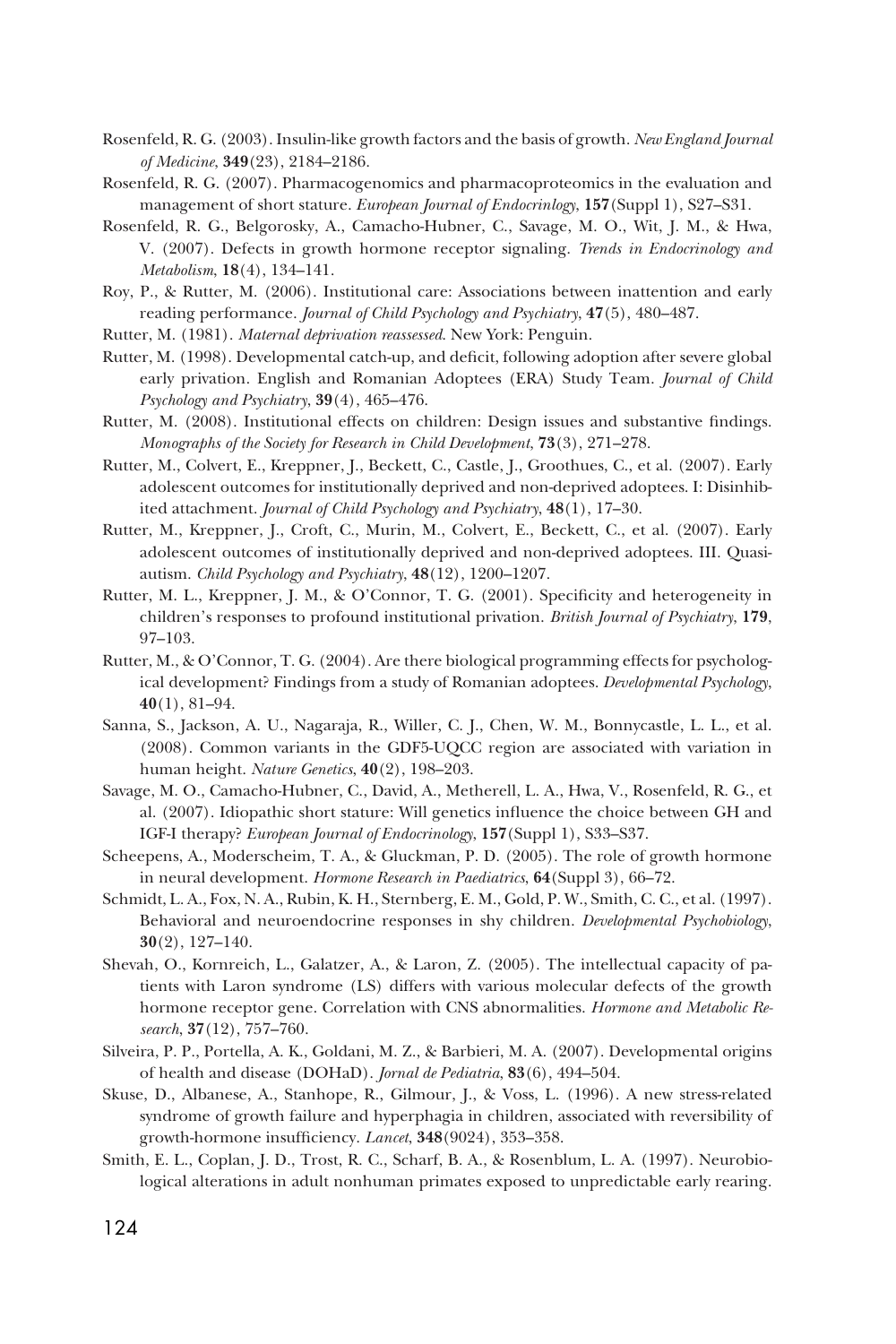Rosenfeld, R. G. (2003). Insulin-like growth factors and the basis of growth. *New England Journal of Medicine*, **349**(23), 2184–2186.

Rosenfeld, R. G. (2007). Pharmacogenomics and pharmacoproteomics in the evaluation and management of short stature. *European Journal of Endocrinlogy*, **157**(Suppl 1), S27–S31.

Rosenfeld, R. G., Belgorosky, A., Camacho-Hubner, C., Savage, M. O., Wit, J. M., & Hwa, V. (2007). Defects in growth hormone receptor signaling. *Trends in Endocrinology and Metabolism*, **18**(4), 134–141.

Roy, P., & Rutter, M. (2006). Institutional care: Associations between inattention and early reading performance. *Journal of Child Psychology and Psychiatry*, **47**(5), 480–487.

Rutter, M. (1981). *Maternal deprivation reassessed*. New York: Penguin.

Rutter, M. (1998). Developmental catch-up, and deficit, following adoption after severe global early privation. English and Romanian Adoptees (ERA) Study Team. *Journal of Child Psychology and Psychiatry*, **39**(4), 465–476.

Rutter, M. (2008). Institutional effects on children: Design issues and substantive findings. *Monographs of the Society for Research in Child Development*, **73**(3), 271–278.

Rutter, M., Colvert, E., Kreppner, J., Beckett, C., Castle, J., Groothues, C., et al. (2007). Early adolescent outcomes for institutionally deprived and non-deprived adoptees. I: Disinhibited attachment. *Journal of Child Psychology and Psychiatry*, **48**(1), 17–30.

Rutter, M., Kreppner, J., Croft, C., Murin, M., Colvert, E., Beckett, C., et al. (2007). Early adolescent outcomes of institutionally deprived and non-deprived adoptees. III. Quasi-autism. *Child Psychology and Psychiatry*, **48**(12), 1200–1207.

Rutter, M. L., Kreppner, J. M., & O'Connor, T. G. (2001). Specificity and heterogeneity in children's responses to profound institutional privation. *British Journal of Psychiatry*, **179**, 97–103.

Rutter, M., & O'Connor, T. G. (2004). Are there biological programming effects for psychological development? Findings from a study of Romanian adoptees. *Developmental Psychology*, **40**(1), 81–94.

Sanna, S., Jackson, A. U., Nagaraja, R., Willer, C. J., Chen, W. M., Bonnycastle, L. L., et al. (2008). Common variants in the GDF5-UQCC region are associated with variation in human height. *Nature Genetics*, **40**(2), 198–203.

Savage, M. O., Camacho-Hubner, C., David, A., Metherell, L. A., Hwa, V., Rosenfeld, R. G., et al. (2007). Idiopathic short stature: Will genetics influence the choice between GH and IGF-I therapy? *European Journal of Endocrinology*, **157**(Suppl 1), S33–S37.

Scheepens, A., Moderscheim, T. A., & Gluckman, P. D. (2005). The role of growth hormone in neural development. *Hormone Research in Paediatrics*, **64**(Suppl 3), 66–72.

Schmidt, L. A., Fox, N. A., Rubin, K. H., Sternberg, E. M., Gold, P. W., Smith, C. C., et al. (1997). Behavioral and neuroendocrine responses in shy children. *Developmental Psychobiology*, **30**(2), 127–140.

Shevah, O., Kornreich, L., Galatzer, A., & Laron, Z. (2005). The intellectual capacity of patients with Laron syndrome (LS) differs with various molecular defects of the growth hormone receptor gene. Correlation with CNS abnormalities. *Hormone and Metabolic Research*, **37**(12), 757–760.

Silveira, P. P., Portella, A. K., Goldani, M. Z., & Barbieri, M. A. (2007). Developmental origins of health and disease (DOHaD). *Jornal de Pediatria*, **83**(6), 494–504.

Skuse, D., Albanese, A., Stanhope, R., Gilmour, J., & Voss, L. (1996). A new stress-related syndrome of growth failure and hyperphagia in children, associated with reversibility of growth-hormone insufficiency. *Lancet*, **348**(9024), 353–358.

Smith, E. L., Coplan, J. D., Trost, R. C., Scharf, B. A., & Rosenblum, L. A. (1997). Neurobiological alterations in adult nonhuman primates exposed to unpredictable early rearing.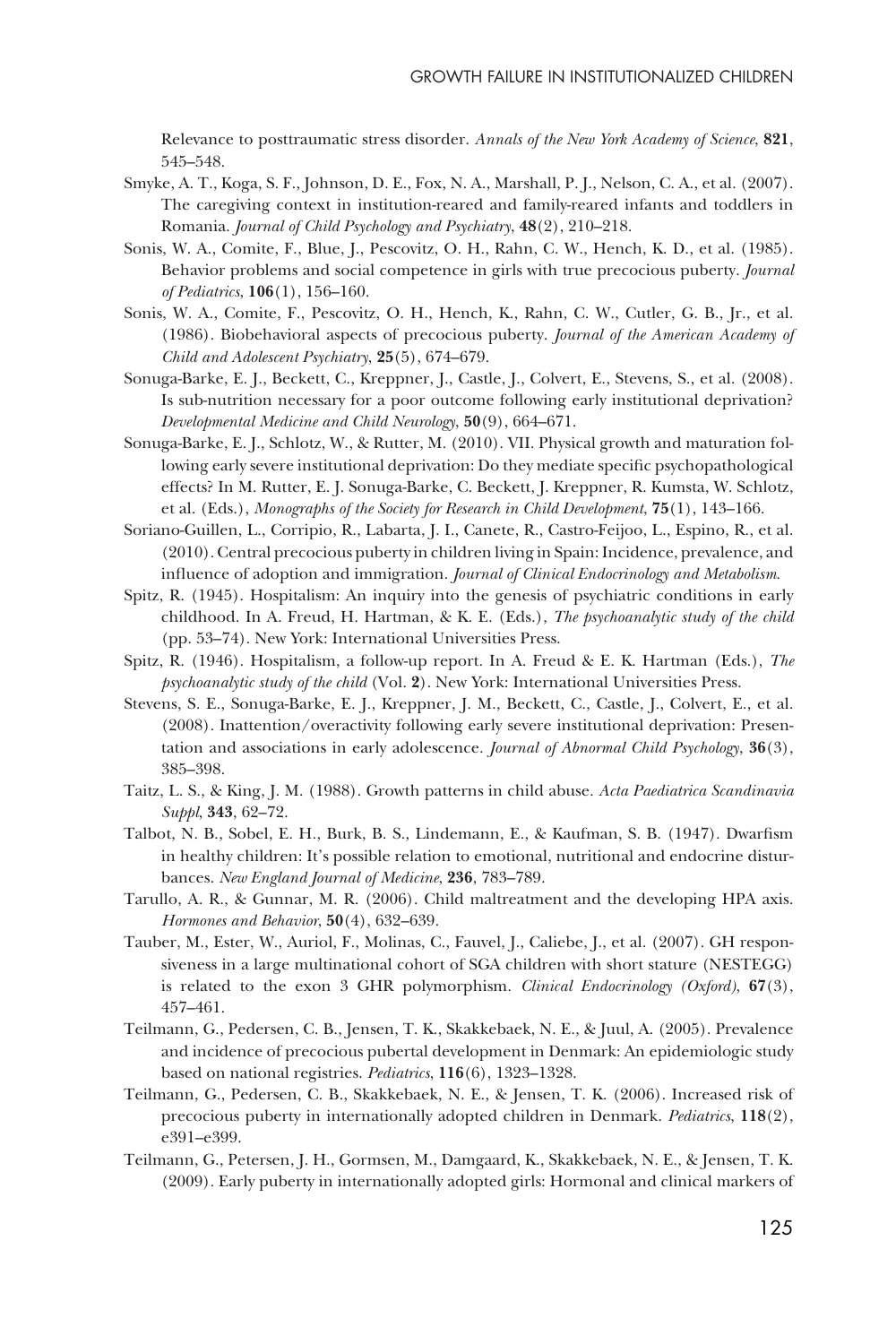Relevance to posttraumatic stress disorder. *Annals of the New York Academy of Science*, **821**, 545–548.

Smyke, A. T., Koga, S. F., Johnson, D. E., Fox, N. A., Marshall, P. J., Nelson, C. A., et al. (2007). The caregiving context in institution-reared and family-reared infants and toddlers in Romania. *Journal of Child Psychology and Psychiatry*, **48**(2), 210–218.

Sonis, W. A., Comite, F., Blue, J., Pescovitz, O. H., Rahn, C. W., Hench, K. D., et al. (1985). Behavior problems and social competence in girls with true precocious puberty. *Journal of Pediatrics*, **106**(1), 156–160.

Sonis, W. A., Comite, F., Pescovitz, O. H., Hench, K., Rahn, C. W., Cutler, G. B., Jr., et al. (1986). Biobehavioral aspects of precocious puberty. *Journal of the American Academy of Child and Adolescent Psychiatry*, **25**(5), 674–679.

Sonuga-Barke, E. J., Beckett, C., Kreppner, J., Castle, J., Colvert, E., Stevens, S., et al. (2008). Is sub-nutrition necessary for a poor outcome following early institutional deprivation? *Developmental Medicine and Child Neurology*, **50**(9), 664–671.

Sonuga-Barke, E. J., Schlotz, W., & Rutter, M. (2010). VII. Physical growth and maturation following early severe institutional deprivation: Do they mediate specific psychopathological effects? In M. Rutter, E. J. Sonuga-Barke, C. Beckett, J. Kreppner, R. Kumsta, W. Schlotz, et al. (Eds.), *Monographs of the Society for Research in Child Development*, **75**(1), 143–166.

Soriano-Guillen, L., Corripio, R., Labarta, J. I., Canete, R., Castro-Feijoo, L., Espino, R., et al. (2010). Central precocious puberty in children living in Spain: Incidence, prevalence, and influence of adoption and immigration. *Journal of Clinical Endocrinology and Metabolism*.

Spitz, R. (1945). Hospitalism: An inquiry into the genesis of psychiatric conditions in early childhood. In A. Freud, H. Hartman, & K. E. (Eds.), *The psychoanalytic study of the child* (pp. 53–74). New York: International Universities Press.

Spitz, R. (1946). Hospitalism, a follow-up report. In A. Freud & E. K. Hartman (Eds.), *The psychoanalytic study of the child* (Vol. **2**). New York: International Universities Press.

Stevens, S. E., Sonuga-Barke, E. J., Kreppner, J. M., Beckett, C., Castle, J., Colvert, E., et al. (2008). Inattention/overactivity following early severe institutional deprivation: Presentation and associations in early adolescence. *Journal of Abnormal Child Psychology*, **36**(3), 385–398.

Taitz, L. S., & King, J. M. (1988). Growth patterns in child abuse. *Acta Paediatrica Scandinavia Suppl*, **343**, 62–72.

Talbot, N. B., Sobel, E. H., Burk, B. S., Lindemann, E., & Kaufman, S. B. (1947). Dwarfism in healthy children: It's possible relation to emotional, nutritional and endocrine disturbances. *New England Journal of Medicine*, **236**, 783–789.

Tarullo, A. R., & Gunnar, M. R. (2006). Child maltreatment and the developing HPA axis. *Hormones and Behavior*, **50**(4), 632–639.

Tauber, M., Ester, W., Auriol, F., Molinas, C., Fauvel, J., Caliebe, J., et al. (2007). GH responsiveness in a large multinational cohort of SGA children with short stature (NESTEGG) is related to the exon 3 GHR polymorphism. *Clinical Endocrinology (Oxford)*, **67**(3), 457–461.

Teilmann, G., Pedersen, C. B., Jensen, T. K., Skakkebaek, N. E., & Juul, A. (2005). Prevalence and incidence of precocious pubertal development in Denmark: An epidemiologic study based on national registries. *Pediatrics*, **116**(6), 1323–1328.

Teilmann, G., Pedersen, C. B., Skakkebaek, N. E., & Jensen, T. K. (2006). Increased risk of precocious puberty in internationally adopted children in Denmark. *Pediatrics*, **118**(2), e391–e399.

Teilmann, G., Petersen, J. H., Gormsen, M., Damgaard, K., Skakkebaek, N. E., & Jensen, T. K. (2009). Early puberty in internationally adopted girls: Hormonal and clinical markers of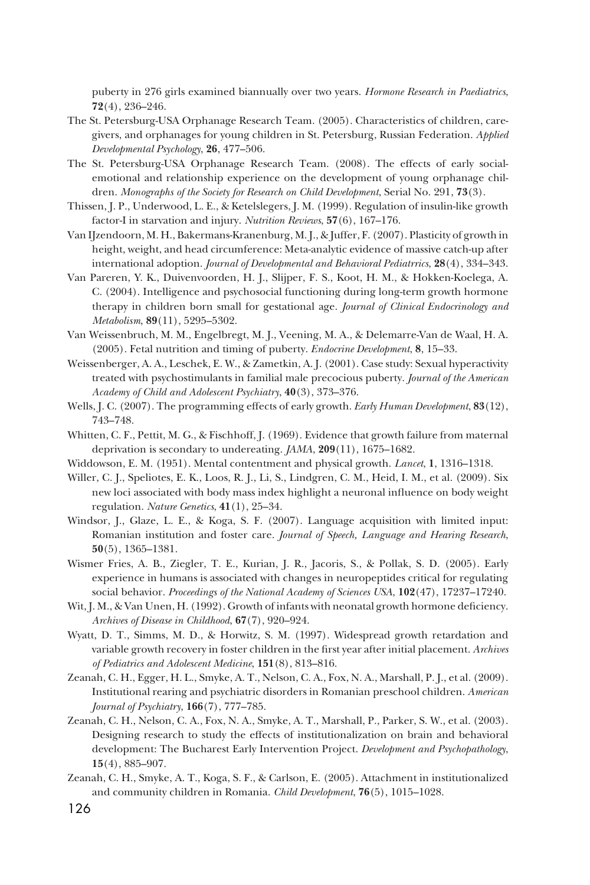puberty in 276 girls examined biannually over two years. *Hormone Research in Paediatrics*, **72**(4), 236–246.

The St. Petersburg-USA Orphanage Research Team. (2005). Characteristics of children, caregivers, and orphanages for young children in St. Petersburg, Russian Federation. *Applied Developmental Psychology*, **26**, 477–506.

The St. Petersburg-USA Orphanage Research Team. (2008). The effects of early social-emotional and relationship experience on the development of young orphanage children. *Monographs of the Society for Research on Child Development*, Serial No. 291, **73**(3).

Thissen, J. P., Underwood, L. E., & Ketelslegers, J. M. (1999). Regulation of insulin-like growth factor-I in starvation and injury. *Nutrition Reviews*, **57**(6), 167–176.

Van IJzendoorn, M. H., Bakermans-Kranenburg, M. J., & Juffer, F. (2007). Plasticity of growth in height, weight, and head circumference: Meta-analytic evidence of massive catch-up after international adoption. *Journal of Developmental and Behavioral Pediatrrics*, **28**(4), 334–343.

Van Pareren, Y. K., Duivenvoorden, H. J., Slijper, F. S., Koot, H. M., & Hokken-Koelega, A. C. (2004). Intelligence and psychosocial functioning during long-term growth hormone therapy in children born small for gestational age. *Journal of Clinical Endocrinology and Metabolism*, **89**(11), 5295–5302.

Van Weissenbruch, M. M., Engelbregt, M. J., Veening, M. A., & Delemarre-Van de Waal, H. A. (2005). Fetal nutrition and timing of puberty. *Endocrine Development*, **8**, 15–33.

Weissenberger, A. A., Leschek, E. W., & Zametkin, A. J. (2001). Case study: Sexual hyperactivity treated with psychostimulants in familial male precocious puberty. *Journal of the American Academy of Child and Adolescent Psychiatry*, **40**(3), 373–376.

Wells, J. C. (2007). The programming effects of early growth. *Early Human Development*, **83**(12), 743–748.

Whitten, C. F., Pettit, M. G., & Fischhoff, J. (1969). Evidence that growth failure from maternal deprivation is secondary to undereating. *JAMA*, **209**(11), 1675–1682.

Widdowson, E. M. (1951). Mental contentment and physical growth. *Lancet*, **1**, 1316–1318.

Willer, C. J., Speliotes, E. K., Loos, R. J., Li, S., Lindgren, C. M., Heid, I. M., et al. (2009). Six new loci associated with body mass index highlight a neuronal influence on body weight regulation. *Nature Genetics*, **41**(1), 25–34.

Windsor, J., Glaze, L. E., & Koga, S. F. (2007). Language acquisition with limited input: Romanian institution and foster care. *Journal of Speech, Language and Hearing Research*, **50**(5), 1365–1381.

Wismer Fries, A. B., Ziegler, T. E., Kurian, J. R., Jacoris, S., & Pollak, S. D. (2005). Early experience in humans is associated with changes in neuropeptides critical for regulating social behavior. *Proceedings of the National Academy of Sciences USA*, **102**(47), 17237–17240.

Wit, J. M., & Van Unen, H. (1992). Growth of infants with neonatal growth hormone deficiency. *Archives of Disease in Childhood*, **67**(7), 920–924.

Wyatt, D. T., Simms, M. D., & Horwitz, S. M. (1997). Widespread growth retardation and variable growth recovery in foster children in the first year after initial placement. *Archives of Pediatrics and Adolescent Medicine*, **151**(8), 813–816.

Zeanah, C. H., Egger, H. L., Smyke, A. T., Nelson, C. A., Fox, N. A., Marshall, P. J., et al. (2009). Institutional rearing and psychiatric disorders in Romanian preschool children. *American Journal of Psychiatry*, **166**(7), 777–785.

Zeanah, C. H., Nelson, C. A., Fox, N. A., Smyke, A. T., Marshall, P., Parker, S. W., et al. (2003). Designing research to study the effects of institutionalization on brain and behavioral development: The Bucharest Early Intervention Project. *Development and Psychopathology*, **15**(4), 885–907.

Zeanah, C. H., Smyke, A. T., Koga, S. F., & Carlson, E. (2005). Attachment in institutionalized and community children in Romania. *Child Development*, **76**(5), 1015–1028.